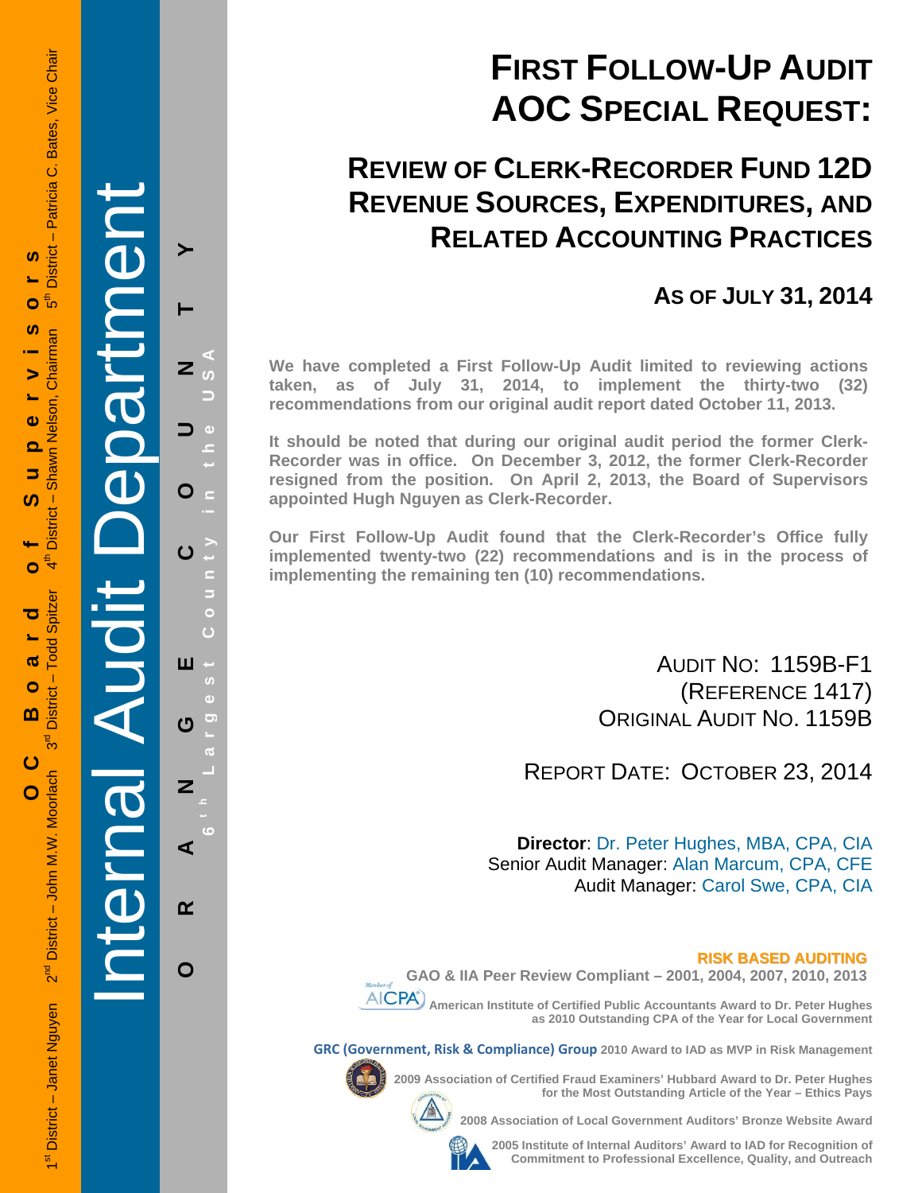OC Board of Supervisors

1st District – Janet Nguyen 2nd District – John M.W. Moorlach 3rd District – Todd Spitzer 4th District – Shawn Nelson, Chairman 5th District – Patricia C. Bates, Vice Chair

Internal Audit Department

ORANGE COUNTY

6th Largest County in the USA

# FIRST FOLLOW-UP AUDIT AOC SPECIAL REQUEST:

## REVIEW OF CLERK-RECORDER FUND 12D REVENUE SOURCES, EXPENDITURES, AND RELATED ACCOUNTING PRACTICES

### AS OF JULY 31, 2014

**We have completed a First Follow-Up Audit limited to reviewing actions taken, as of July 31, 2014, to implement the thirty-two (32) recommendations from our original audit report dated October 11, 2013.**

**It should be noted that during our original audit period the former Clerk-Recorder was in office. On December 3, 2012, the former Clerk-Recorder resigned from the position. On April 2, 2013, the Board of Supervisors appointed Hugh Nguyen as Clerk-Recorder.**

**Our First Follow-Up Audit found that the Clerk-Recorder's Office fully implemented twenty-two (22) recommendations and is in the process of implementing the remaining ten (10) recommendations.**

AUDIT NO: 1159B-F1
(REFERENCE 1417)
ORIGINAL AUDIT NO. 1159B

REPORT DATE: OCTOBER 23, 2014

**Director**: Dr. Peter Hughes, MBA, CPA, CIA
Senior Audit Manager: Alan Marcum, CPA, CFE
Audit Manager: Carol Swe, CPA, CIA

**RISK BASED AUDITING**

**GAO & IIA Peer Review Compliant – 2001, 2004, 2007, 2010, 2013**

**American Institute of Certified Public Accountants Award to Dr. Peter Hughes as 2010 Outstanding CPA of the Year for Local Government**

**GRC (Government, Risk & Compliance) Group 2010 Award to IAD as MVP in Risk Management**

**2009 Association of Certified Fraud Examiners' Hubbard Award to Dr. Peter Hughes for the Most Outstanding Article of the Year – Ethics Pays**

**2008 Association of Local Government Auditors' Bronze Website Award**

**2005 Institute of Internal Auditors' Award to IAD for Recognition of Commitment to Professional Excellence, Quality, and Outreach**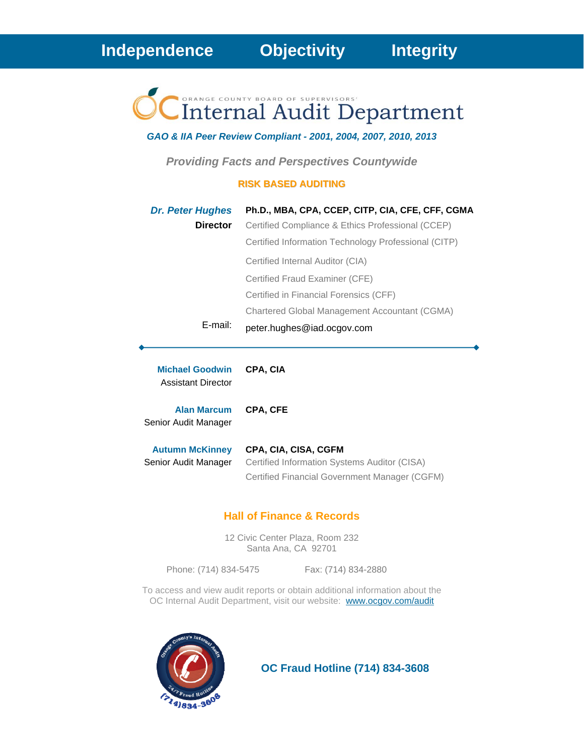**Independence Objectivity Integrity**

# Internal Audit Department

ORANGE COUNTY BOARD OF SUPERVISORS'

*GAO & IIA Peer Review Compliant - 2001, 2004, 2007, 2010, 2013*

*Providing Facts and Perspectives Countywide*

**RISK BASED AUDITING**

***Dr. Peter Hughes*** **Ph.D., MBA, CPA, CCEP, CITP, CIA, CFE, CFF, CGMA**
**Director**
Certified Compliance & Ethics Professional (CCEP)
Certified Information Technology Professional (CITP)
Certified Internal Auditor (CIA)
Certified Fraud Examiner (CFE)
Certified in Financial Forensics (CFF)
Chartered Global Management Accountant (CGMA)

E-mail: peter.hughes@iad.ocgov.com

---

**Michael Goodwin** **CPA, CIA**
Assistant Director

**Alan Marcum** **CPA, CFE**
Senior Audit Manager

**Autumn McKinney** **CPA, CIA, CISA, CGFM**
Senior Audit Manager
Certified Information Systems Auditor (CISA)
Certified Financial Government Manager (CGFM)

## Hall of Finance & Records

12 Civic Center Plaza, Room 232
Santa Ana, CA 92701

Phone: (714) 834-5475 Fax: (714) 834-2880

To access and view audit reports or obtain additional information about the OC Internal Audit Department, visit our website: www.ocgov.com/audit

**OC Fraud Hotline (714) 834-3608**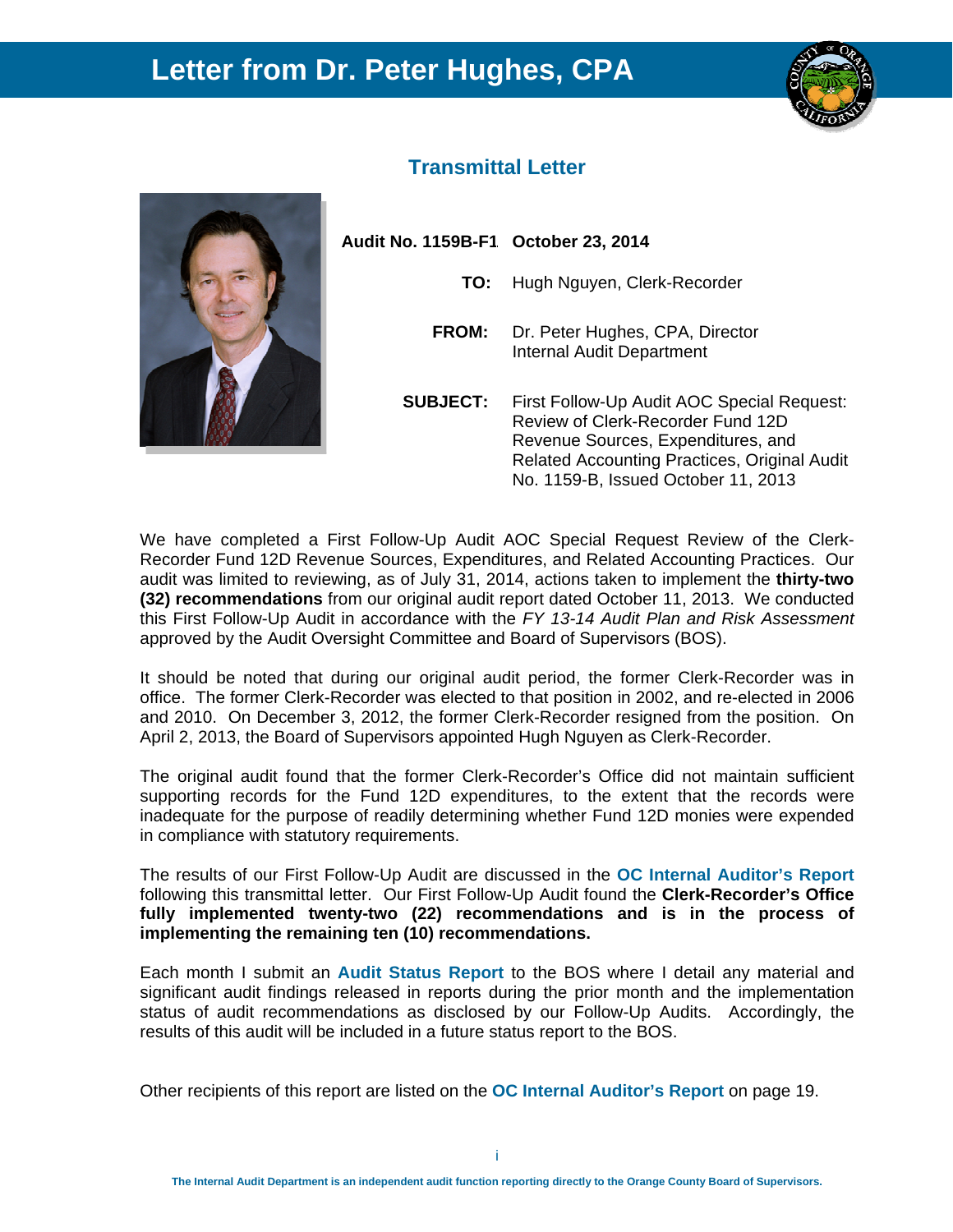# Letter from Dr. Peter Hughes, CPA

## Transmittal Letter

**Audit No. 1159B-F1** **October 23, 2014**

**TO:** Hugh Nguyen, Clerk-Recorder

**FROM:** Dr. Peter Hughes, CPA, Director
Internal Audit Department

**SUBJECT:** First Follow-Up Audit AOC Special Request: Review of Clerk-Recorder Fund 12D Revenue Sources, Expenditures, and Related Accounting Practices, Original Audit No. 1159-B, Issued October 11, 2013

We have completed a First Follow-Up Audit AOC Special Request Review of the Clerk-Recorder Fund 12D Revenue Sources, Expenditures, and Related Accounting Practices. Our audit was limited to reviewing, as of July 31, 2014, actions taken to implement the **thirty-two (32) recommendations** from our original audit report dated October 11, 2013. We conducted this First Follow-Up Audit in accordance with the *FY 13-14 Audit Plan and Risk Assessment* approved by the Audit Oversight Committee and Board of Supervisors (BOS).

It should be noted that during our original audit period, the former Clerk-Recorder was in office. The former Clerk-Recorder was elected to that position in 2002, and re-elected in 2006 and 2010. On December 3, 2012, the former Clerk-Recorder resigned from the position. On April 2, 2013, the Board of Supervisors appointed Hugh Nguyen as Clerk-Recorder.

The original audit found that the former Clerk-Recorder's Office did not maintain sufficient supporting records for the Fund 12D expenditures, to the extent that the records were inadequate for the purpose of readily determining whether Fund 12D monies were expended in compliance with statutory requirements.

The results of our First Follow-Up Audit are discussed in the **OC Internal Auditor's Report** following this transmittal letter. Our First Follow-Up Audit found the **Clerk-Recorder's Office fully implemented twenty-two (22) recommendations and is in the process of implementing the remaining ten (10) recommendations.**

Each month I submit an **Audit Status Report** to the BOS where I detail any material and significant audit findings released in reports during the prior month and the implementation status of audit recommendations as disclosed by our Follow-Up Audits. Accordingly, the results of this audit will be included in a future status report to the BOS.

Other recipients of this report are listed on the **OC Internal Auditor's Report** on page 19.

The Internal Audit Department is an independent audit function reporting directly to the Orange County Board of Supervisors.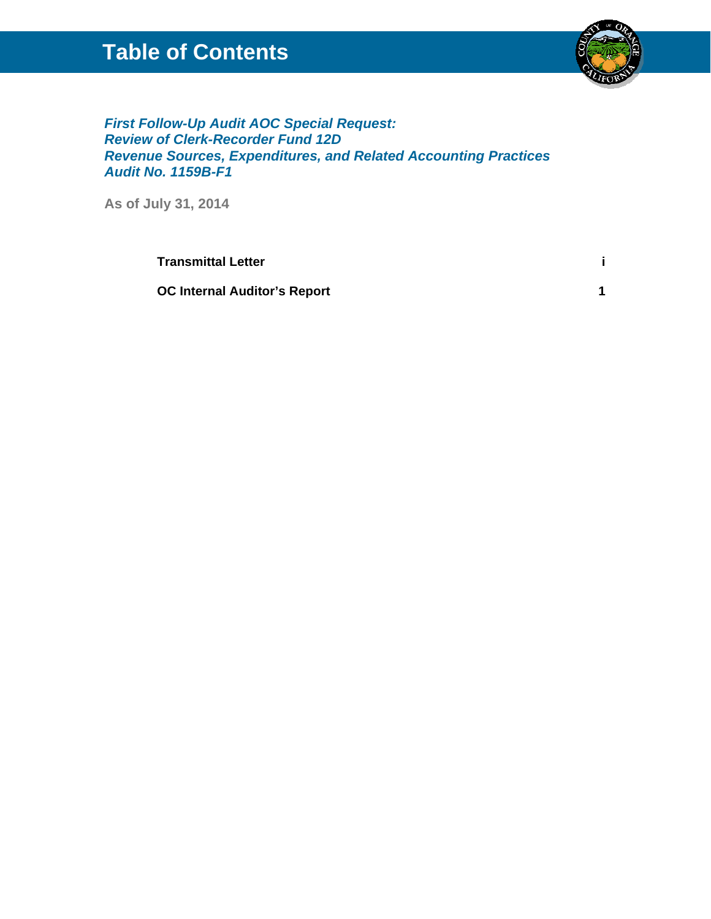# Table of Contents

***First Follow-Up Audit AOC Special Request:***
***Review of Clerk-Recorder Fund 12D***
***Revenue Sources, Expenditures, and Related Accounting Practices***
***Audit No. 1159B-F1***

**As of July 31, 2014**

| | |
|---|---|
| **Transmittal Letter** | **i** |
| **OC Internal Auditor's Report** | **1** |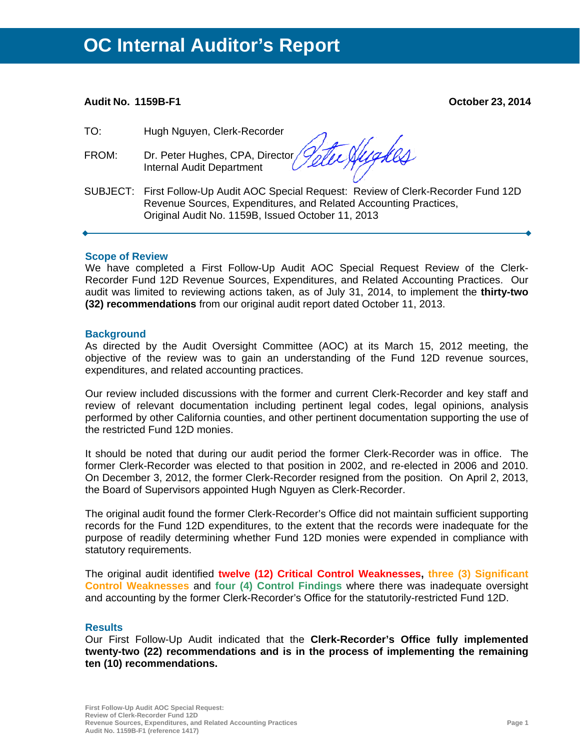# OC Internal Auditor's Report

**Audit No. 1159B-F1** **October 23, 2014**

TO: Hugh Nguyen, Clerk-Recorder

FROM: Dr. Peter Hughes, CPA, Director
Internal Audit Department

SUBJECT: First Follow-Up Audit AOC Special Request: Review of Clerk-Recorder Fund 12D Revenue Sources, Expenditures, and Related Accounting Practices, Original Audit No. 1159B, Issued October 11, 2013

---

## Scope of Review

We have completed a First Follow-Up Audit AOC Special Request Review of the Clerk-Recorder Fund 12D Revenue Sources, Expenditures, and Related Accounting Practices. Our audit was limited to reviewing actions taken, as of July 31, 2014, to implement the **thirty-two (32) recommendations** from our original audit report dated October 11, 2013.

## Background

As directed by the Audit Oversight Committee (AOC) at its March 15, 2012 meeting, the objective of the review was to gain an understanding of the Fund 12D revenue sources, expenditures, and related accounting practices.

Our review included discussions with the former and current Clerk-Recorder and key staff and review of relevant documentation including pertinent legal codes, legal opinions, analysis performed by other California counties, and other pertinent documentation supporting the use of the restricted Fund 12D monies.

It should be noted that during our audit period the former Clerk-Recorder was in office. The former Clerk-Recorder was elected to that position in 2002, and re-elected in 2006 and 2010. On December 3, 2012, the former Clerk-Recorder resigned from the position. On April 2, 2013, the Board of Supervisors appointed Hugh Nguyen as Clerk-Recorder.

The original audit found the former Clerk-Recorder's Office did not maintain sufficient supporting records for the Fund 12D expenditures, to the extent that the records were inadequate for the purpose of readily determining whether Fund 12D monies were expended in compliance with statutory requirements.

The original audit identified **twelve (12) Critical Control Weaknesses**, **three (3) Significant Control Weaknesses** and **four (4) Control Findings** where there was inadequate oversight and accounting by the former Clerk-Recorder's Office for the statutorily-restricted Fund 12D.

## Results

Our First Follow-Up Audit indicated that the **Clerk-Recorder's Office fully implemented twenty-two (22) recommendations and is in the process of implementing the remaining ten (10) recommendations.**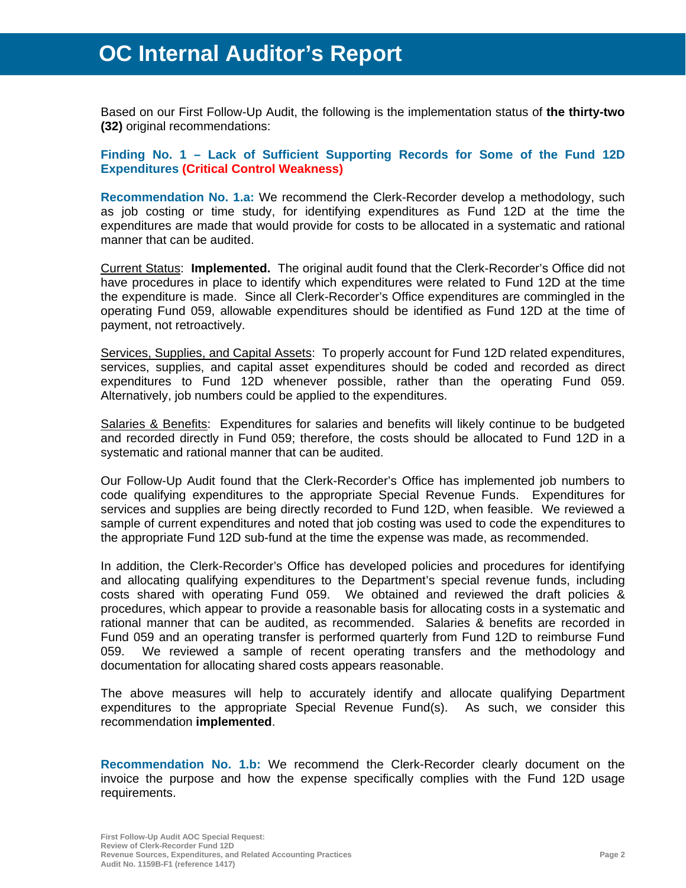# OC Internal Auditor's Report

Based on our First Follow-Up Audit, the following is the implementation status of **the thirty-two (32)** original recommendations:

### Finding No. 1 – Lack of Sufficient Supporting Records for Some of the Fund 12D Expenditures (Critical Control Weakness)

**Recommendation No. 1.a:** We recommend the Clerk-Recorder develop a methodology, such as job costing or time study, for identifying expenditures as Fund 12D at the time the expenditures are made that would provide for costs to be allocated in a systematic and rational manner that can be audited.

Current Status: **Implemented.** The original audit found that the Clerk-Recorder's Office did not have procedures in place to identify which expenditures were related to Fund 12D at the time the expenditure is made. Since all Clerk-Recorder's Office expenditures are commingled in the operating Fund 059, allowable expenditures should be identified as Fund 12D at the time of payment, not retroactively.

Services, Supplies, and Capital Assets: To properly account for Fund 12D related expenditures, services, supplies, and capital asset expenditures should be coded and recorded as direct expenditures to Fund 12D whenever possible, rather than the operating Fund 059. Alternatively, job numbers could be applied to the expenditures.

Salaries & Benefits: Expenditures for salaries and benefits will likely continue to be budgeted and recorded directly in Fund 059; therefore, the costs should be allocated to Fund 12D in a systematic and rational manner that can be audited.

Our Follow-Up Audit found that the Clerk-Recorder's Office has implemented job numbers to code qualifying expenditures to the appropriate Special Revenue Funds. Expenditures for services and supplies are being directly recorded to Fund 12D, when feasible. We reviewed a sample of current expenditures and noted that job costing was used to code the expenditures to the appropriate Fund 12D sub-fund at the time the expense was made, as recommended.

In addition, the Clerk-Recorder's Office has developed policies and procedures for identifying and allocating qualifying expenditures to the Department's special revenue funds, including costs shared with operating Fund 059. We obtained and reviewed the draft policies & procedures, which appear to provide a reasonable basis for allocating costs in a systematic and rational manner that can be audited, as recommended. Salaries & benefits are recorded in Fund 059 and an operating transfer is performed quarterly from Fund 12D to reimburse Fund 059. We reviewed a sample of recent operating transfers and the methodology and documentation for allocating shared costs appears reasonable.

The above measures will help to accurately identify and allocate qualifying Department expenditures to the appropriate Special Revenue Fund(s). As such, we consider this recommendation **implemented**.

**Recommendation No. 1.b:** We recommend the Clerk-Recorder clearly document on the invoice the purpose and how the expense specifically complies with the Fund 12D usage requirements.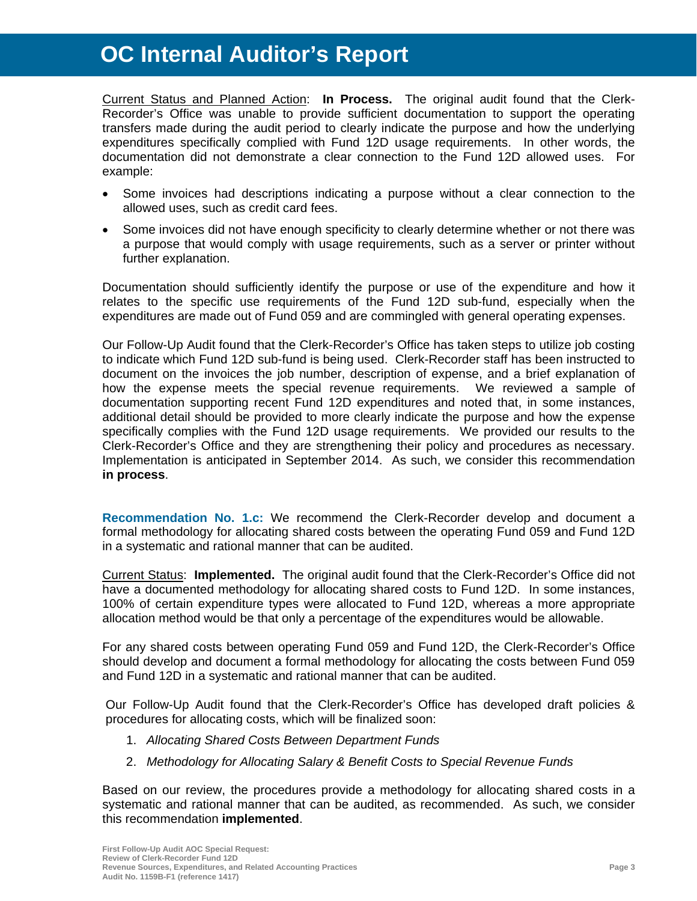Current Status and Planned Action: **In Process.** The original audit found that the Clerk-Recorder's Office was unable to provide sufficient documentation to support the operating transfers made during the audit period to clearly indicate the purpose and how the underlying expenditures specifically complied with Fund 12D usage requirements. In other words, the documentation did not demonstrate a clear connection to the Fund 12D allowed uses. For example:

- Some invoices had descriptions indicating a purpose without a clear connection to the allowed uses, such as credit card fees.
- Some invoices did not have enough specificity to clearly determine whether or not there was a purpose that would comply with usage requirements, such as a server or printer without further explanation.

Documentation should sufficiently identify the purpose or use of the expenditure and how it relates to the specific use requirements of the Fund 12D sub-fund, especially when the expenditures are made out of Fund 059 and are commingled with general operating expenses.

Our Follow-Up Audit found that the Clerk-Recorder's Office has taken steps to utilize job costing to indicate which Fund 12D sub-fund is being used. Clerk-Recorder staff has been instructed to document on the invoices the job number, description of expense, and a brief explanation of how the expense meets the special revenue requirements. We reviewed a sample of documentation supporting recent Fund 12D expenditures and noted that, in some instances, additional detail should be provided to more clearly indicate the purpose and how the expense specifically complies with the Fund 12D usage requirements. We provided our results to the Clerk-Recorder's Office and they are strengthening their policy and procedures as necessary. Implementation is anticipated in September 2014. As such, we consider this recommendation **in process**.

**Recommendation No. 1.c:** We recommend the Clerk-Recorder develop and document a formal methodology for allocating shared costs between the operating Fund 059 and Fund 12D in a systematic and rational manner that can be audited.

Current Status: **Implemented.** The original audit found that the Clerk-Recorder's Office did not have a documented methodology for allocating shared costs to Fund 12D. In some instances, 100% of certain expenditure types were allocated to Fund 12D, whereas a more appropriate allocation method would be that only a percentage of the expenditures would be allowable.

For any shared costs between operating Fund 059 and Fund 12D, the Clerk-Recorder's Office should develop and document a formal methodology for allocating the costs between Fund 059 and Fund 12D in a systematic and rational manner that can be audited.

Our Follow-Up Audit found that the Clerk-Recorder's Office has developed draft policies & procedures for allocating costs, which will be finalized soon:

1. *Allocating Shared Costs Between Department Funds*
2. *Methodology for Allocating Salary & Benefit Costs to Special Revenue Funds*

Based on our review, the procedures provide a methodology for allocating shared costs in a systematic and rational manner that can be audited, as recommended. As such, we consider this recommendation **implemented**.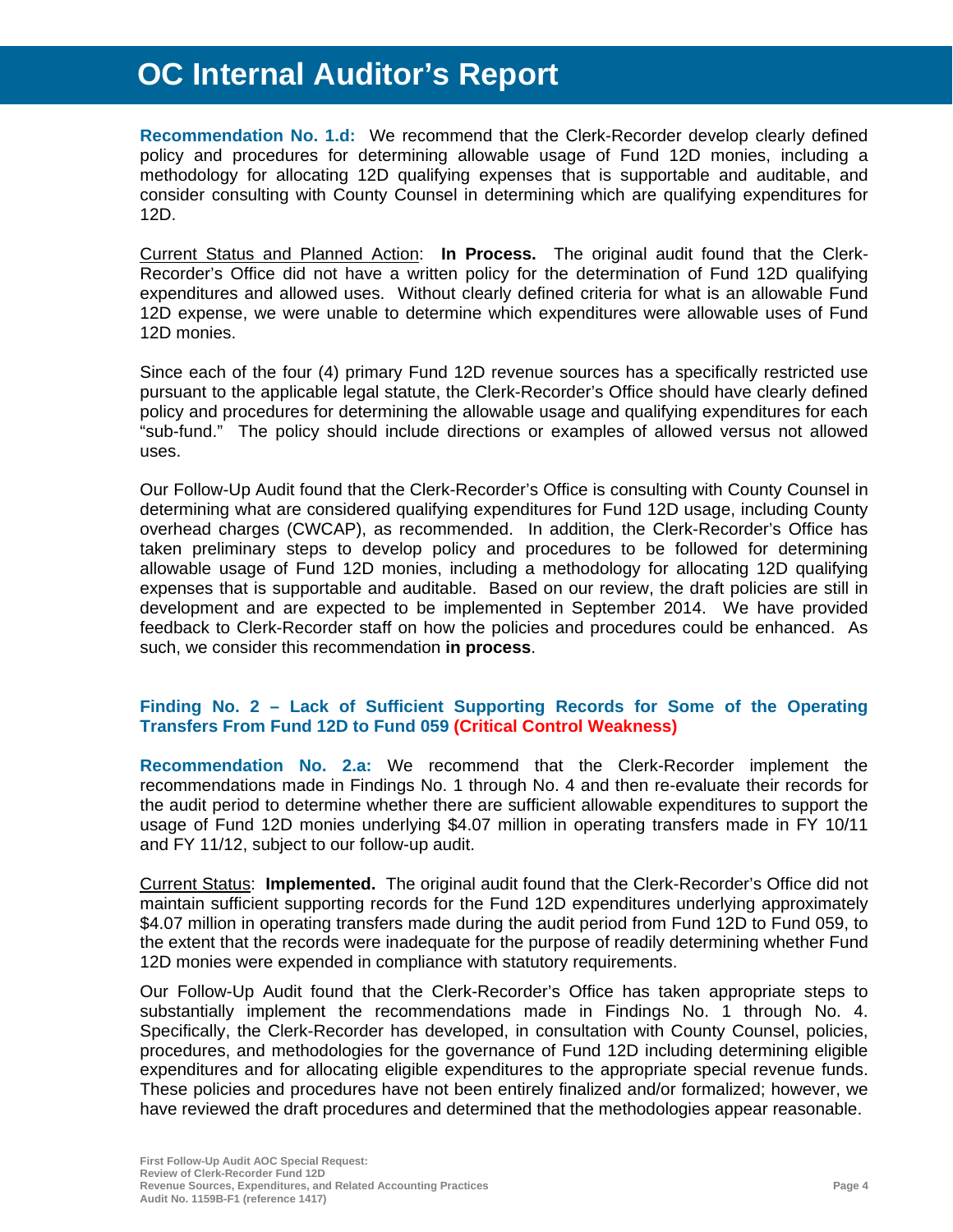**Recommendation No. 1.d:** We recommend that the Clerk-Recorder develop clearly defined policy and procedures for determining allowable usage of Fund 12D monies, including a methodology for allocating 12D qualifying expenses that is supportable and auditable, and consider consulting with County Counsel in determining which are qualifying expenditures for 12D.

Current Status and Planned Action: **In Process.** The original audit found that the Clerk-Recorder's Office did not have a written policy for the determination of Fund 12D qualifying expenditures and allowed uses. Without clearly defined criteria for what is an allowable Fund 12D expense, we were unable to determine which expenditures were allowable uses of Fund 12D monies.

Since each of the four (4) primary Fund 12D revenue sources has a specifically restricted use pursuant to the applicable legal statute, the Clerk-Recorder's Office should have clearly defined policy and procedures for determining the allowable usage and qualifying expenditures for each "sub-fund." The policy should include directions or examples of allowed versus not allowed uses.

Our Follow-Up Audit found that the Clerk-Recorder's Office is consulting with County Counsel in determining what are considered qualifying expenditures for Fund 12D usage, including County overhead charges (CWCAP), as recommended. In addition, the Clerk-Recorder's Office has taken preliminary steps to develop policy and procedures to be followed for determining allowable usage of Fund 12D monies, including a methodology for allocating 12D qualifying expenses that is supportable and auditable. Based on our review, the draft policies are still in development and are expected to be implemented in September 2014. We have provided feedback to Clerk-Recorder staff on how the policies and procedures could be enhanced. As such, we consider this recommendation **in process**.

### Finding No. 2 – Lack of Sufficient Supporting Records for Some of the Operating Transfers From Fund 12D to Fund 059 (Critical Control Weakness)

**Recommendation No. 2.a:** We recommend that the Clerk-Recorder implement the recommendations made in Findings No. 1 through No. 4 and then re-evaluate their records for the audit period to determine whether there are sufficient allowable expenditures to support the usage of Fund 12D monies underlying $4.07 million in operating transfers made in FY 10/11 and FY 11/12, subject to our follow-up audit.

Current Status: **Implemented.** The original audit found that the Clerk-Recorder's Office did not maintain sufficient supporting records for the Fund 12D expenditures underlying approximately $4.07 million in operating transfers made during the audit period from Fund 12D to Fund 059, to the extent that the records were inadequate for the purpose of readily determining whether Fund 12D monies were expended in compliance with statutory requirements.

Our Follow-Up Audit found that the Clerk-Recorder's Office has taken appropriate steps to substantially implement the recommendations made in Findings No. 1 through No. 4. Specifically, the Clerk-Recorder has developed, in consultation with County Counsel, policies, procedures, and methodologies for the governance of Fund 12D including determining eligible expenditures and for allocating eligible expenditures to the appropriate special revenue funds. These policies and procedures have not been entirely finalized and/or formalized; however, we have reviewed the draft procedures and determined that the methodologies appear reasonable.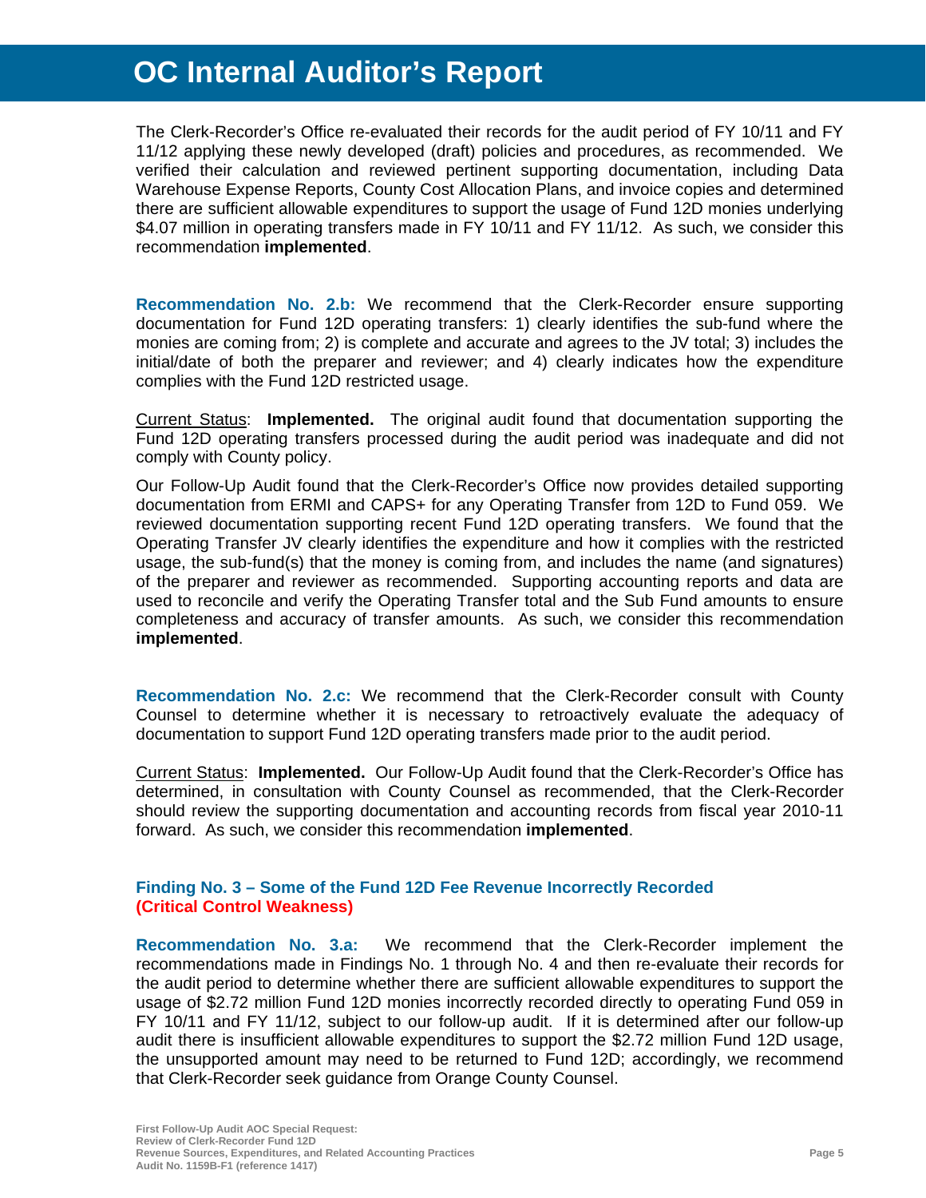The Clerk-Recorder's Office re-evaluated their records for the audit period of FY 10/11 and FY 11/12 applying these newly developed (draft) policies and procedures, as recommended. We verified their calculation and reviewed pertinent supporting documentation, including Data Warehouse Expense Reports, County Cost Allocation Plans, and invoice copies and determined there are sufficient allowable expenditures to support the usage of Fund 12D monies underlying $4.07 million in operating transfers made in FY 10/11 and FY 11/12. As such, we consider this recommendation **implemented**.

**Recommendation No. 2.b:** We recommend that the Clerk-Recorder ensure supporting documentation for Fund 12D operating transfers: 1) clearly identifies the sub-fund where the monies are coming from; 2) is complete and accurate and agrees to the JV total; 3) includes the initial/date of both the preparer and reviewer; and 4) clearly indicates how the expenditure complies with the Fund 12D restricted usage.

Current Status: **Implemented.** The original audit found that documentation supporting the Fund 12D operating transfers processed during the audit period was inadequate and did not comply with County policy.

Our Follow-Up Audit found that the Clerk-Recorder's Office now provides detailed supporting documentation from ERMI and CAPS+ for any Operating Transfer from 12D to Fund 059. We reviewed documentation supporting recent Fund 12D operating transfers. We found that the Operating Transfer JV clearly identifies the expenditure and how it complies with the restricted usage, the sub-fund(s) that the money is coming from, and includes the name (and signatures) of the preparer and reviewer as recommended. Supporting accounting reports and data are used to reconcile and verify the Operating Transfer total and the Sub Fund amounts to ensure completeness and accuracy of transfer amounts. As such, we consider this recommendation **implemented**.

**Recommendation No. 2.c:** We recommend that the Clerk-Recorder consult with County Counsel to determine whether it is necessary to retroactively evaluate the adequacy of documentation to support Fund 12D operating transfers made prior to the audit period.

Current Status: **Implemented.** Our Follow-Up Audit found that the Clerk-Recorder's Office has determined, in consultation with County Counsel as recommended, that the Clerk-Recorder should review the supporting documentation and accounting records from fiscal year 2010-11 forward. As such, we consider this recommendation **implemented**.

### Finding No. 3 – Some of the Fund 12D Fee Revenue Incorrectly Recorded (Critical Control Weakness)

**Recommendation No. 3.a:** We recommend that the Clerk-Recorder implement the recommendations made in Findings No. 1 through No. 4 and then re-evaluate their records for the audit period to determine whether there are sufficient allowable expenditures to support the usage of $2.72 million Fund 12D monies incorrectly recorded directly to operating Fund 059 in FY 10/11 and FY 11/12, subject to our follow-up audit. If it is determined after our follow-up audit there is insufficient allowable expenditures to support the $2.72 million Fund 12D usage, the unsupported amount may need to be returned to Fund 12D; accordingly, we recommend that Clerk-Recorder seek guidance from Orange County Counsel.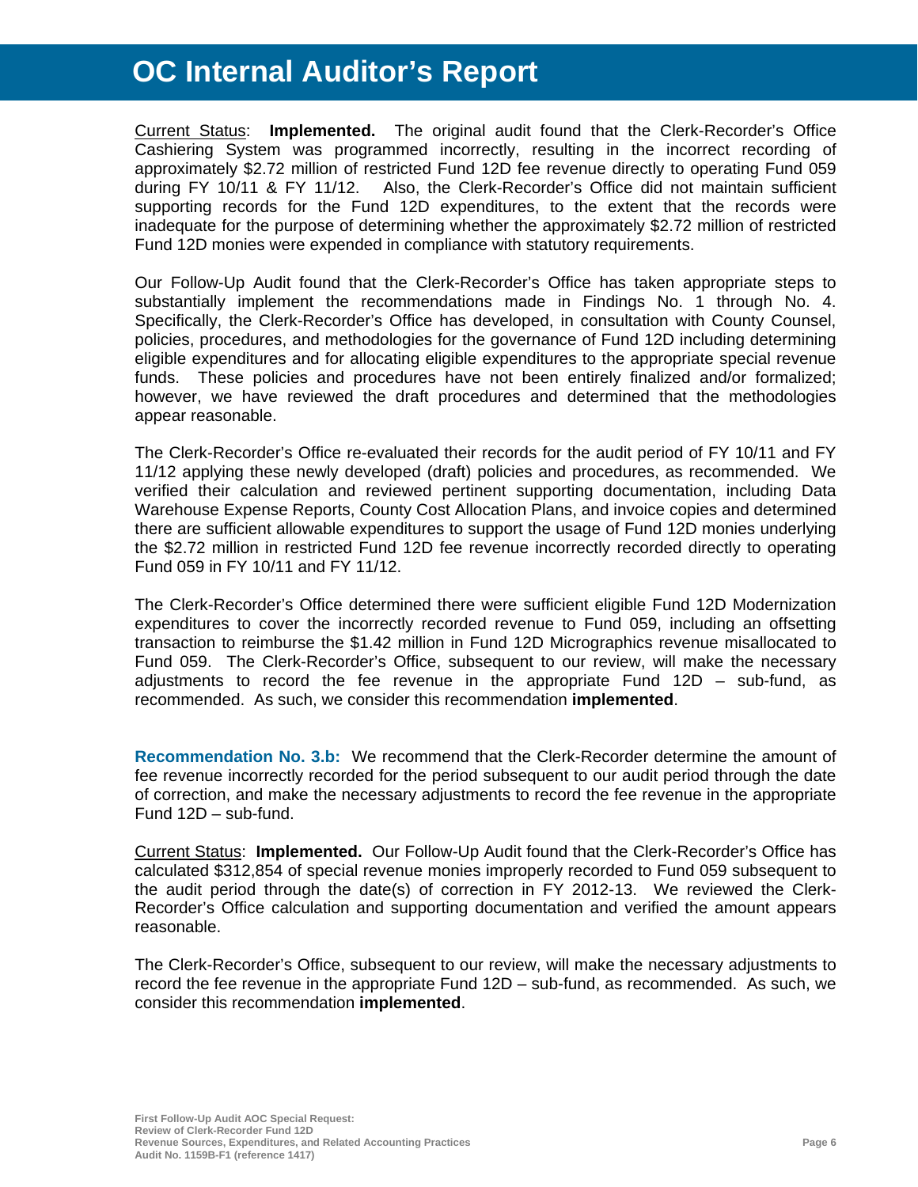Current Status: **Implemented.** The original audit found that the Clerk-Recorder's Office Cashiering System was programmed incorrectly, resulting in the incorrect recording of approximately $2.72 million of restricted Fund 12D fee revenue directly to operating Fund 059 during FY 10/11 & FY 11/12. Also, the Clerk-Recorder's Office did not maintain sufficient supporting records for the Fund 12D expenditures, to the extent that the records were inadequate for the purpose of determining whether the approximately $2.72 million of restricted Fund 12D monies were expended in compliance with statutory requirements.

Our Follow-Up Audit found that the Clerk-Recorder's Office has taken appropriate steps to substantially implement the recommendations made in Findings No. 1 through No. 4. Specifically, the Clerk-Recorder's Office has developed, in consultation with County Counsel, policies, procedures, and methodologies for the governance of Fund 12D including determining eligible expenditures and for allocating eligible expenditures to the appropriate special revenue funds. These policies and procedures have not been entirely finalized and/or formalized; however, we have reviewed the draft procedures and determined that the methodologies appear reasonable.

The Clerk-Recorder's Office re-evaluated their records for the audit period of FY 10/11 and FY 11/12 applying these newly developed (draft) policies and procedures, as recommended. We verified their calculation and reviewed pertinent supporting documentation, including Data Warehouse Expense Reports, County Cost Allocation Plans, and invoice copies and determined there are sufficient allowable expenditures to support the usage of Fund 12D monies underlying the $2.72 million in restricted Fund 12D fee revenue incorrectly recorded directly to operating Fund 059 in FY 10/11 and FY 11/12.

The Clerk-Recorder's Office determined there were sufficient eligible Fund 12D Modernization expenditures to cover the incorrectly recorded revenue to Fund 059, including an offsetting transaction to reimburse the $1.42 million in Fund 12D Micrographics revenue misallocated to Fund 059. The Clerk-Recorder's Office, subsequent to our review, will make the necessary adjustments to record the fee revenue in the appropriate Fund 12D – sub-fund, as recommended. As such, we consider this recommendation **implemented**.

**Recommendation No. 3.b:** We recommend that the Clerk-Recorder determine the amount of fee revenue incorrectly recorded for the period subsequent to our audit period through the date of correction, and make the necessary adjustments to record the fee revenue in the appropriate Fund 12D – sub-fund.

Current Status: **Implemented.** Our Follow-Up Audit found that the Clerk-Recorder's Office has calculated $312,854 of special revenue monies improperly recorded to Fund 059 subsequent to the audit period through the date(s) of correction in FY 2012-13. We reviewed the Clerk-Recorder's Office calculation and supporting documentation and verified the amount appears reasonable.

The Clerk-Recorder's Office, subsequent to our review, will make the necessary adjustments to record the fee revenue in the appropriate Fund 12D – sub-fund, as recommended. As such, we consider this recommendation **implemented**.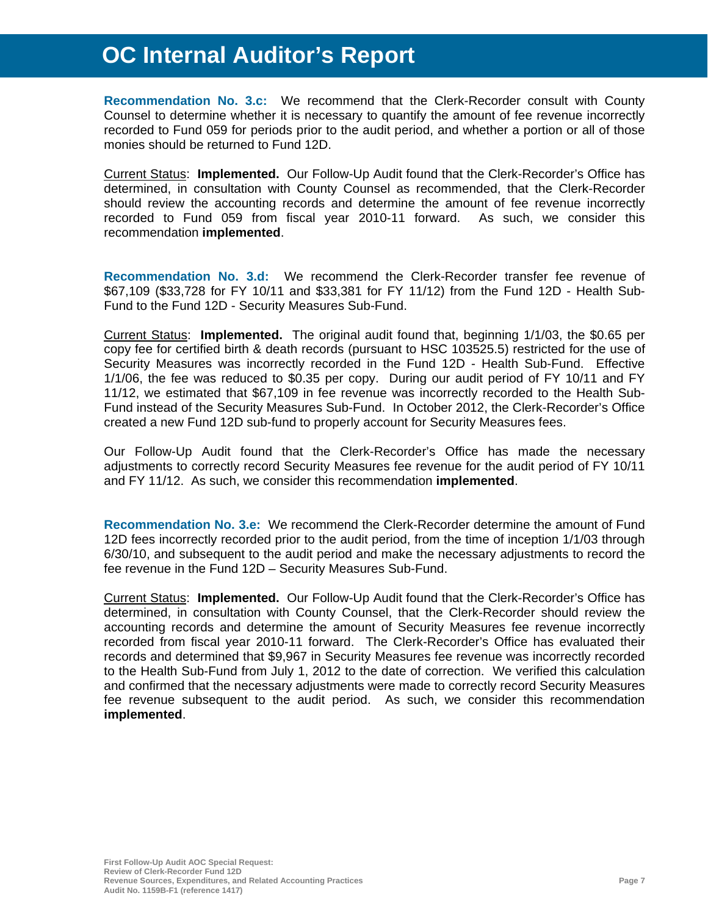**Recommendation No. 3.c:** We recommend that the Clerk-Recorder consult with County Counsel to determine whether it is necessary to quantify the amount of fee revenue incorrectly recorded to Fund 059 for periods prior to the audit period, and whether a portion or all of those monies should be returned to Fund 12D.

Current Status: **Implemented.** Our Follow-Up Audit found that the Clerk-Recorder's Office has determined, in consultation with County Counsel as recommended, that the Clerk-Recorder should review the accounting records and determine the amount of fee revenue incorrectly recorded to Fund 059 from fiscal year 2010-11 forward. As such, we consider this recommendation **implemented**.

**Recommendation No. 3.d:** We recommend the Clerk-Recorder transfer fee revenue of $67,109 ($33,728 for FY 10/11 and $33,381 for FY 11/12) from the Fund 12D - Health Sub-Fund to the Fund 12D - Security Measures Sub-Fund.

Current Status: **Implemented.** The original audit found that, beginning 1/1/03, the $0.65 per copy fee for certified birth & death records (pursuant to HSC 103525.5) restricted for the use of Security Measures was incorrectly recorded in the Fund 12D - Health Sub-Fund. Effective 1/1/06, the fee was reduced to $0.35 per copy. During our audit period of FY 10/11 and FY 11/12, we estimated that $67,109 in fee revenue was incorrectly recorded to the Health Sub-Fund instead of the Security Measures Sub-Fund. In October 2012, the Clerk-Recorder's Office created a new Fund 12D sub-fund to properly account for Security Measures fees.

Our Follow-Up Audit found that the Clerk-Recorder's Office has made the necessary adjustments to correctly record Security Measures fee revenue for the audit period of FY 10/11 and FY 11/12. As such, we consider this recommendation **implemented**.

**Recommendation No. 3.e:** We recommend the Clerk-Recorder determine the amount of Fund 12D fees incorrectly recorded prior to the audit period, from the time of inception 1/1/03 through 6/30/10, and subsequent to the audit period and make the necessary adjustments to record the fee revenue in the Fund 12D – Security Measures Sub-Fund.

Current Status: **Implemented.** Our Follow-Up Audit found that the Clerk-Recorder's Office has determined, in consultation with County Counsel, that the Clerk-Recorder should review the accounting records and determine the amount of Security Measures fee revenue incorrectly recorded from fiscal year 2010-11 forward. The Clerk-Recorder's Office has evaluated their records and determined that $9,967 in Security Measures fee revenue was incorrectly recorded to the Health Sub-Fund from July 1, 2012 to the date of correction. We verified this calculation and confirmed that the necessary adjustments were made to correctly record Security Measures fee revenue subsequent to the audit period. As such, we consider this recommendation **implemented**.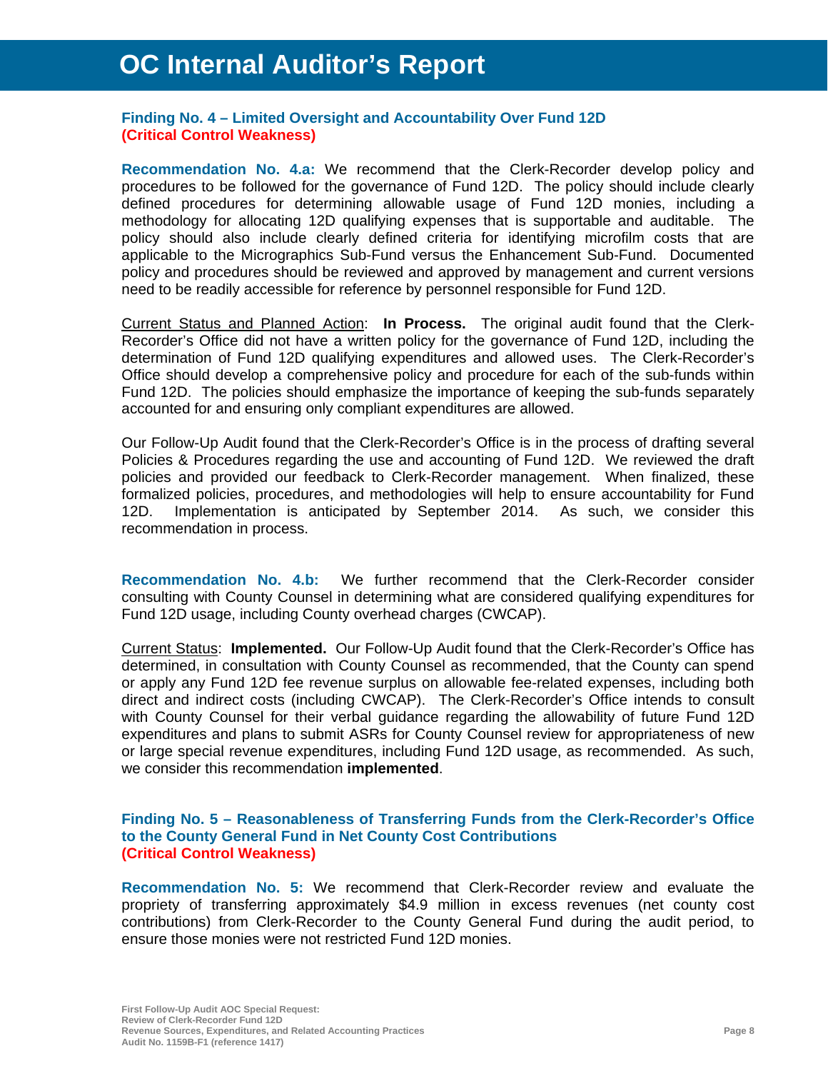### Finding No. 4 – Limited Oversight and Accountability Over Fund 12D
**(Critical Control Weakness)**

**Recommendation No. 4.a:** We recommend that the Clerk-Recorder develop policy and procedures to be followed for the governance of Fund 12D. The policy should include clearly defined procedures for determining allowable usage of Fund 12D monies, including a methodology for allocating 12D qualifying expenses that is supportable and auditable. The policy should also include clearly defined criteria for identifying microfilm costs that are applicable to the Micrographics Sub-Fund versus the Enhancement Sub-Fund. Documented policy and procedures should be reviewed and approved by management and current versions need to be readily accessible for reference by personnel responsible for Fund 12D.

Current Status and Planned Action: **In Process.** The original audit found that the Clerk-Recorder's Office did not have a written policy for the governance of Fund 12D, including the determination of Fund 12D qualifying expenditures and allowed uses. The Clerk-Recorder's Office should develop a comprehensive policy and procedure for each of the sub-funds within Fund 12D. The policies should emphasize the importance of keeping the sub-funds separately accounted for and ensuring only compliant expenditures are allowed.

Our Follow-Up Audit found that the Clerk-Recorder's Office is in the process of drafting several Policies & Procedures regarding the use and accounting of Fund 12D. We reviewed the draft policies and provided our feedback to Clerk-Recorder management. When finalized, these formalized policies, procedures, and methodologies will help to ensure accountability for Fund 12D. Implementation is anticipated by September 2014. As such, we consider this recommendation in process.

**Recommendation No. 4.b:** We further recommend that the Clerk-Recorder consider consulting with County Counsel in determining what are considered qualifying expenditures for Fund 12D usage, including County overhead charges (CWCAP).

Current Status: **Implemented.** Our Follow-Up Audit found that the Clerk-Recorder's Office has determined, in consultation with County Counsel as recommended, that the County can spend or apply any Fund 12D fee revenue surplus on allowable fee-related expenses, including both direct and indirect costs (including CWCAP). The Clerk-Recorder's Office intends to consult with County Counsel for their verbal guidance regarding the allowability of future Fund 12D expenditures and plans to submit ASRs for County Counsel review for appropriateness of new or large special revenue expenditures, including Fund 12D usage, as recommended. As such, we consider this recommendation **implemented**.

### Finding No. 5 – Reasonableness of Transferring Funds from the Clerk-Recorder's Office to the County General Fund in Net County Cost Contributions
**(Critical Control Weakness)**

**Recommendation No. 5:** We recommend that Clerk-Recorder review and evaluate the propriety of transferring approximately $4.9 million in excess revenues (net county cost contributions) from Clerk-Recorder to the County General Fund during the audit period, to ensure those monies were not restricted Fund 12D monies.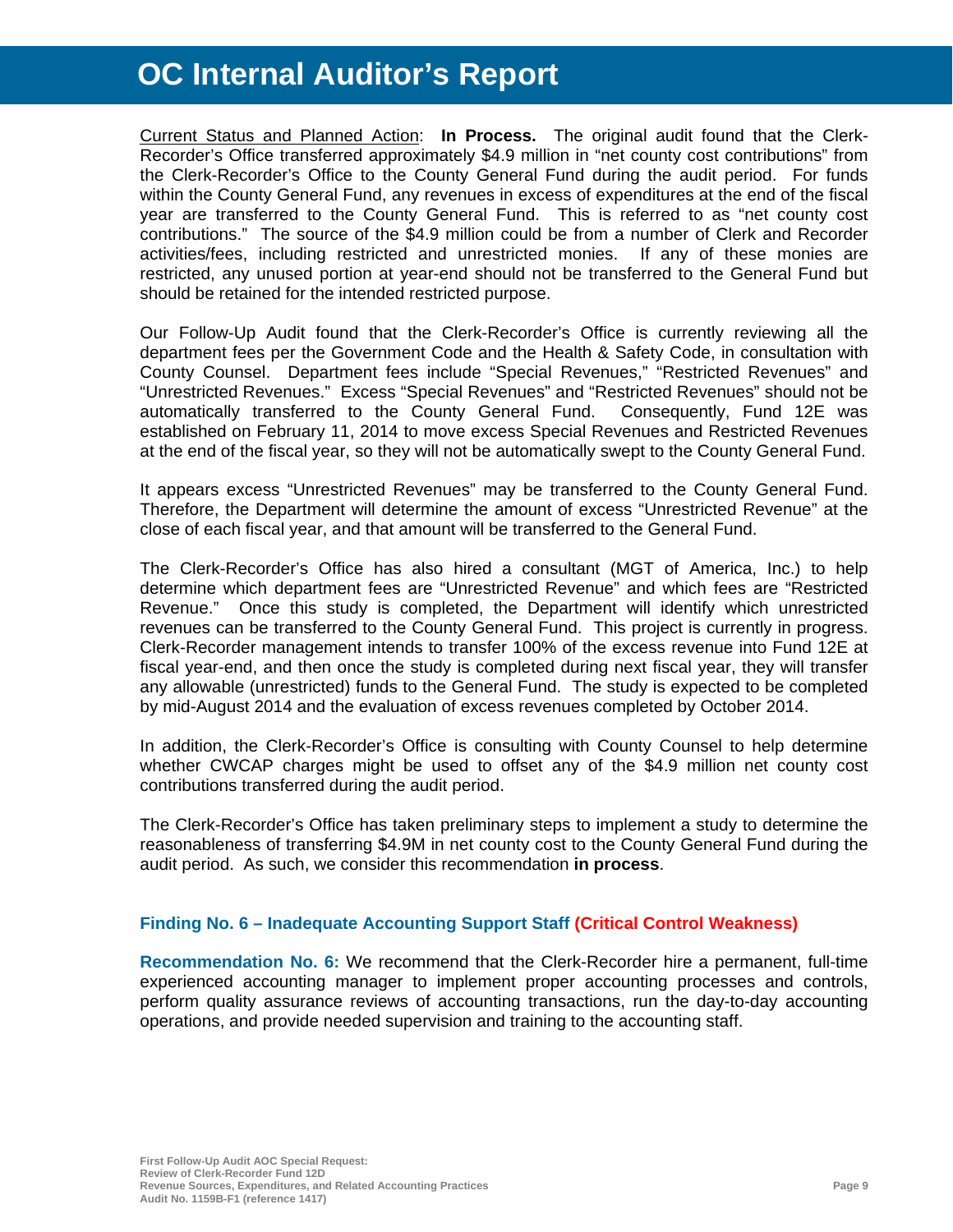Current Status and Planned Action: **In Process.** The original audit found that the Clerk-Recorder's Office transferred approximately $4.9 million in "net county cost contributions" from the Clerk-Recorder's Office to the County General Fund during the audit period. For funds within the County General Fund, any revenues in excess of expenditures at the end of the fiscal year are transferred to the County General Fund. This is referred to as "net county cost contributions." The source of the $4.9 million could be from a number of Clerk and Recorder activities/fees, including restricted and unrestricted monies. If any of these monies are restricted, any unused portion at year-end should not be transferred to the General Fund but should be retained for the intended restricted purpose.

Our Follow-Up Audit found that the Clerk-Recorder's Office is currently reviewing all the department fees per the Government Code and the Health & Safety Code, in consultation with County Counsel. Department fees include "Special Revenues," "Restricted Revenues" and "Unrestricted Revenues." Excess "Special Revenues" and "Restricted Revenues" should not be automatically transferred to the County General Fund. Consequently, Fund 12E was established on February 11, 2014 to move excess Special Revenues and Restricted Revenues at the end of the fiscal year, so they will not be automatically swept to the County General Fund.

It appears excess "Unrestricted Revenues" may be transferred to the County General Fund. Therefore, the Department will determine the amount of excess "Unrestricted Revenue" at the close of each fiscal year, and that amount will be transferred to the General Fund.

The Clerk-Recorder's Office has also hired a consultant (MGT of America, Inc.) to help determine which department fees are "Unrestricted Revenue" and which fees are "Restricted Revenue." Once this study is completed, the Department will identify which unrestricted revenues can be transferred to the County General Fund. This project is currently in progress. Clerk-Recorder management intends to transfer 100% of the excess revenue into Fund 12E at fiscal year-end, and then once the study is completed during next fiscal year, they will transfer any allowable (unrestricted) funds to the General Fund. The study is expected to be completed by mid-August 2014 and the evaluation of excess revenues completed by October 2014.

In addition, the Clerk-Recorder's Office is consulting with County Counsel to help determine whether CWCAP charges might be used to offset any of the $4.9 million net county cost contributions transferred during the audit period.

The Clerk-Recorder's Office has taken preliminary steps to implement a study to determine the reasonableness of transferring $4.9M in net county cost to the County General Fund during the audit period. As such, we consider this recommendation **in process**.

### Finding No. 6 – Inadequate Accounting Support Staff (Critical Control Weakness)

**Recommendation No. 6:** We recommend that the Clerk-Recorder hire a permanent, full-time experienced accounting manager to implement proper accounting processes and controls, perform quality assurance reviews of accounting transactions, run the day-to-day accounting operations, and provide needed supervision and training to the accounting staff.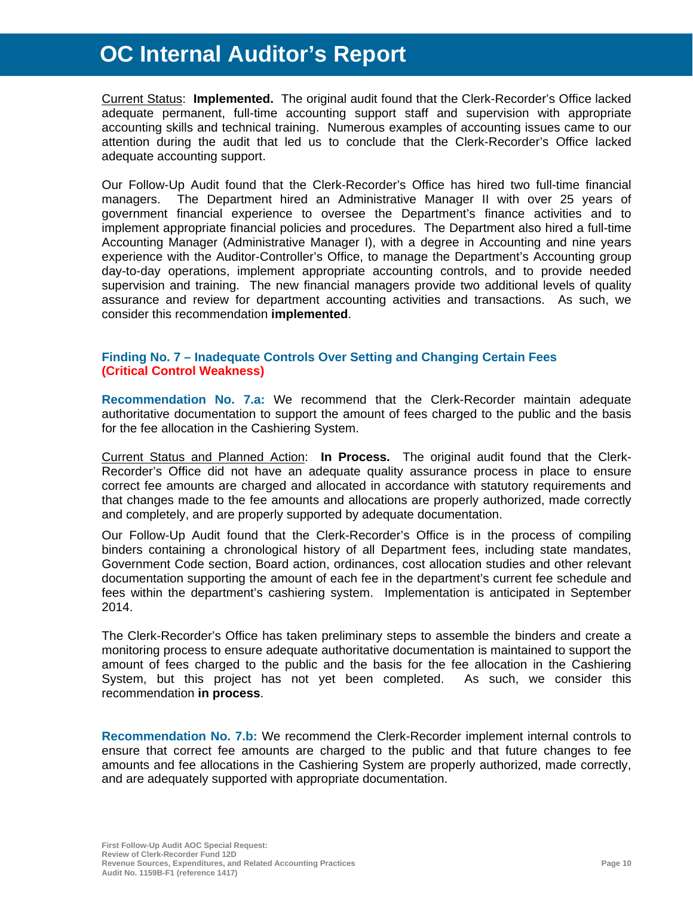Current Status: **Implemented.** The original audit found that the Clerk-Recorder's Office lacked adequate permanent, full-time accounting support staff and supervision with appropriate accounting skills and technical training. Numerous examples of accounting issues came to our attention during the audit that led us to conclude that the Clerk-Recorder's Office lacked adequate accounting support.

Our Follow-Up Audit found that the Clerk-Recorder's Office has hired two full-time financial managers. The Department hired an Administrative Manager II with over 25 years of government financial experience to oversee the Department's finance activities and to implement appropriate financial policies and procedures. The Department also hired a full-time Accounting Manager (Administrative Manager I), with a degree in Accounting and nine years experience with the Auditor-Controller's Office, to manage the Department's Accounting group day-to-day operations, implement appropriate accounting controls, and to provide needed supervision and training. The new financial managers provide two additional levels of quality assurance and review for department accounting activities and transactions. As such, we consider this recommendation **implemented**.

### Finding No. 7 – Inadequate Controls Over Setting and Changing Certain Fees (Critical Control Weakness)

**Recommendation No. 7.a:** We recommend that the Clerk-Recorder maintain adequate authoritative documentation to support the amount of fees charged to the public and the basis for the fee allocation in the Cashiering System.

Current Status and Planned Action: **In Process.** The original audit found that the Clerk-Recorder's Office did not have an adequate quality assurance process in place to ensure correct fee amounts are charged and allocated in accordance with statutory requirements and that changes made to the fee amounts and allocations are properly authorized, made correctly and completely, and are properly supported by adequate documentation.

Our Follow-Up Audit found that the Clerk-Recorder's Office is in the process of compiling binders containing a chronological history of all Department fees, including state mandates, Government Code section, Board action, ordinances, cost allocation studies and other relevant documentation supporting the amount of each fee in the department's current fee schedule and fees within the department's cashiering system. Implementation is anticipated in September 2014.

The Clerk-Recorder's Office has taken preliminary steps to assemble the binders and create a monitoring process to ensure adequate authoritative documentation is maintained to support the amount of fees charged to the public and the basis for the fee allocation in the Cashiering System, but this project has not yet been completed. As such, we consider this recommendation **in process**.

**Recommendation No. 7.b:** We recommend the Clerk-Recorder implement internal controls to ensure that correct fee amounts are charged to the public and that future changes to fee amounts and fee allocations in the Cashiering System are properly authorized, made correctly, and are adequately supported with appropriate documentation.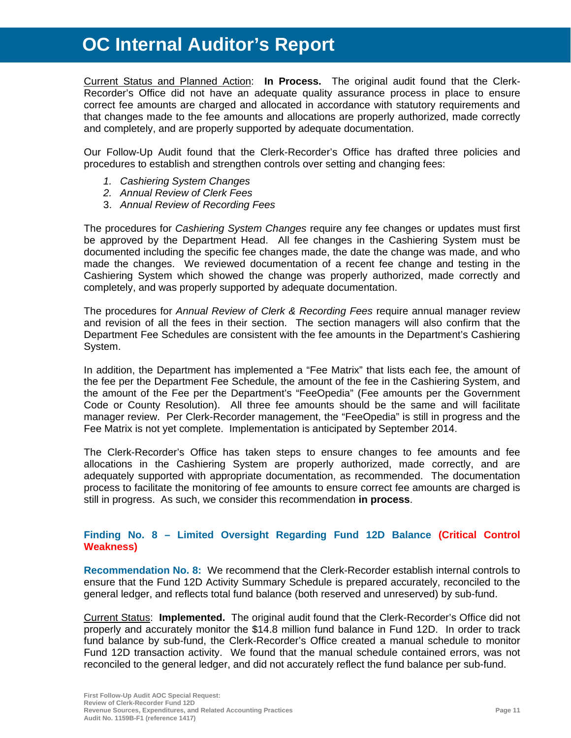<u>Current Status and Planned Action</u>: **In Process.** The original audit found that the Clerk-Recorder's Office did not have an adequate quality assurance process in place to ensure correct fee amounts are charged and allocated in accordance with statutory requirements and that changes made to the fee amounts and allocations are properly authorized, made correctly and completely, and are properly supported by adequate documentation.

Our Follow-Up Audit found that the Clerk-Recorder's Office has drafted three policies and procedures to establish and strengthen controls over setting and changing fees:

1. *Cashiering System Changes*
2. *Annual Review of Clerk Fees*
3. *Annual Review of Recording Fees*

The procedures for *Cashiering System Changes* require any fee changes or updates must first be approved by the Department Head. All fee changes in the Cashiering System must be documented including the specific fee changes made, the date the change was made, and who made the changes. We reviewed documentation of a recent fee change and testing in the Cashiering System which showed the change was properly authorized, made correctly and completely, and was properly supported by adequate documentation.

The procedures for *Annual Review of Clerk & Recording Fees* require annual manager review and revision of all the fees in their section. The section managers will also confirm that the Department Fee Schedules are consistent with the fee amounts in the Department's Cashiering System.

In addition, the Department has implemented a "Fee Matrix" that lists each fee, the amount of the fee per the Department Fee Schedule, the amount of the fee in the Cashiering System, and the amount of the Fee per the Department's "FeeOpedia" (Fee amounts per the Government Code or County Resolution). All three fee amounts should be the same and will facilitate manager review. Per Clerk-Recorder management, the "FeeOpedia" is still in progress and the Fee Matrix is not yet complete. Implementation is anticipated by September 2014.

The Clerk-Recorder's Office has taken steps to ensure changes to fee amounts and fee allocations in the Cashiering System are properly authorized, made correctly, and are adequately supported with appropriate documentation, as recommended. The documentation process to facilitate the monitoring of fee amounts to ensure correct fee amounts are charged is still in progress. As such, we consider this recommendation **in process**.

### Finding No. 8 – Limited Oversight Regarding Fund 12D Balance (Critical Control Weakness)

**Recommendation No. 8:** We recommend that the Clerk-Recorder establish internal controls to ensure that the Fund 12D Activity Summary Schedule is prepared accurately, reconciled to the general ledger, and reflects total fund balance (both reserved and unreserved) by sub-fund.

<u>Current Status</u>: **Implemented.** The original audit found that the Clerk-Recorder's Office did not properly and accurately monitor the $14.8 million fund balance in Fund 12D. In order to track fund balance by sub-fund, the Clerk-Recorder's Office created a manual schedule to monitor Fund 12D transaction activity. We found that the manual schedule contained errors, was not reconciled to the general ledger, and did not accurately reflect the fund balance per sub-fund.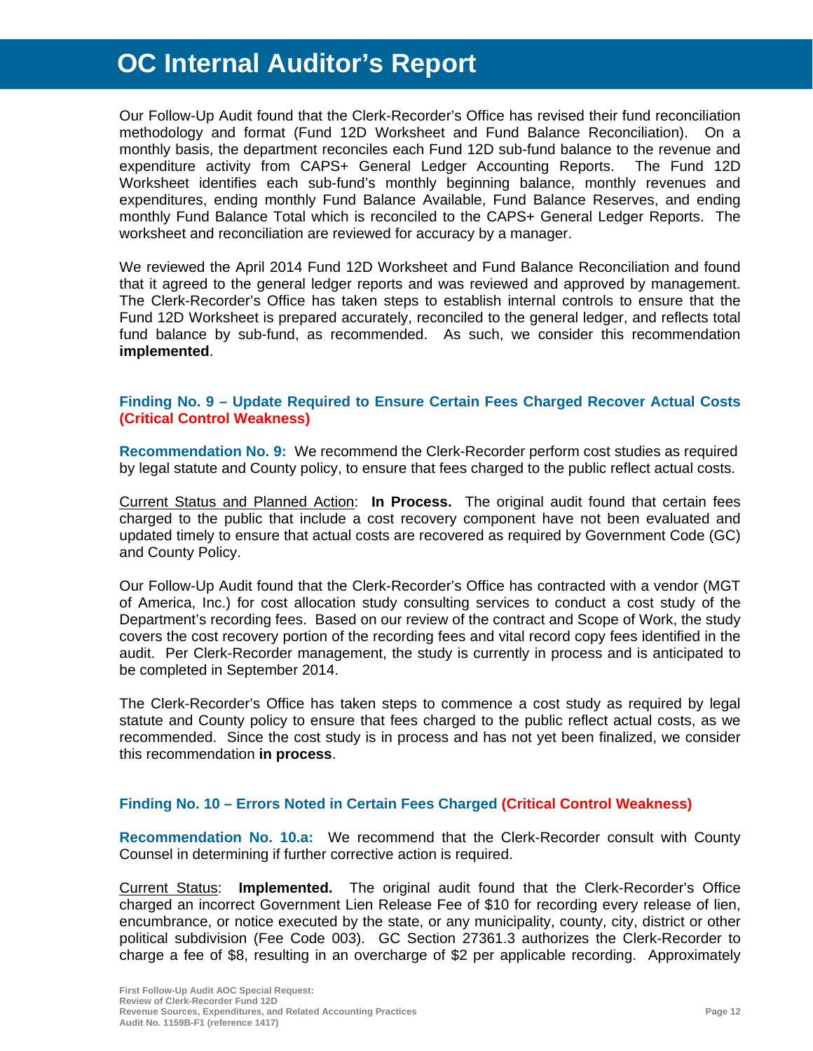Our Follow-Up Audit found that the Clerk-Recorder's Office has revised their fund reconciliation methodology and format (Fund 12D Worksheet and Fund Balance Reconciliation). On a monthly basis, the department reconciles each Fund 12D sub-fund balance to the revenue and expenditure activity from CAPS+ General Ledger Accounting Reports. The Fund 12D Worksheet identifies each sub-fund's monthly beginning balance, monthly revenues and expenditures, ending monthly Fund Balance Available, Fund Balance Reserves, and ending monthly Fund Balance Total which is reconciled to the CAPS+ General Ledger Reports. The worksheet and reconciliation are reviewed for accuracy by a manager.

We reviewed the April 2014 Fund 12D Worksheet and Fund Balance Reconciliation and found that it agreed to the general ledger reports and was reviewed and approved by management. The Clerk-Recorder's Office has taken steps to establish internal controls to ensure that the Fund 12D Worksheet is prepared accurately, reconciled to the general ledger, and reflects total fund balance by sub-fund, as recommended. As such, we consider this recommendation **implemented**.

### Finding No. 9 – Update Required to Ensure Certain Fees Charged Recover Actual Costs (Critical Control Weakness)

**Recommendation No. 9:** We recommend the Clerk-Recorder perform cost studies as required by legal statute and County policy, to ensure that fees charged to the public reflect actual costs.

Current Status and Planned Action: **In Process.** The original audit found that certain fees charged to the public that include a cost recovery component have not been evaluated and updated timely to ensure that actual costs are recovered as required by Government Code (GC) and County Policy.

Our Follow-Up Audit found that the Clerk-Recorder's Office has contracted with a vendor (MGT of America, Inc.) for cost allocation study consulting services to conduct a cost study of the Department's recording fees. Based on our review of the contract and Scope of Work, the study covers the cost recovery portion of the recording fees and vital record copy fees identified in the audit. Per Clerk-Recorder management, the study is currently in process and is anticipated to be completed in September 2014.

The Clerk-Recorder's Office has taken steps to commence a cost study as required by legal statute and County policy to ensure that fees charged to the public reflect actual costs, as we recommended. Since the cost study is in process and has not yet been finalized, we consider this recommendation **in process**.

### Finding No. 10 – Errors Noted in Certain Fees Charged (Critical Control Weakness)

**Recommendation No. 10.a:** We recommend that the Clerk-Recorder consult with County Counsel in determining if further corrective action is required.

Current Status: **Implemented.** The original audit found that the Clerk-Recorder's Office charged an incorrect Government Lien Release Fee of $10 for recording every release of lien, encumbrance, or notice executed by the state, or any municipality, county, city, district or other political subdivision (Fee Code 003). GC Section 27361.3 authorizes the Clerk-Recorder to charge a fee of $8, resulting in an overcharge of $2 per applicable recording. Approximately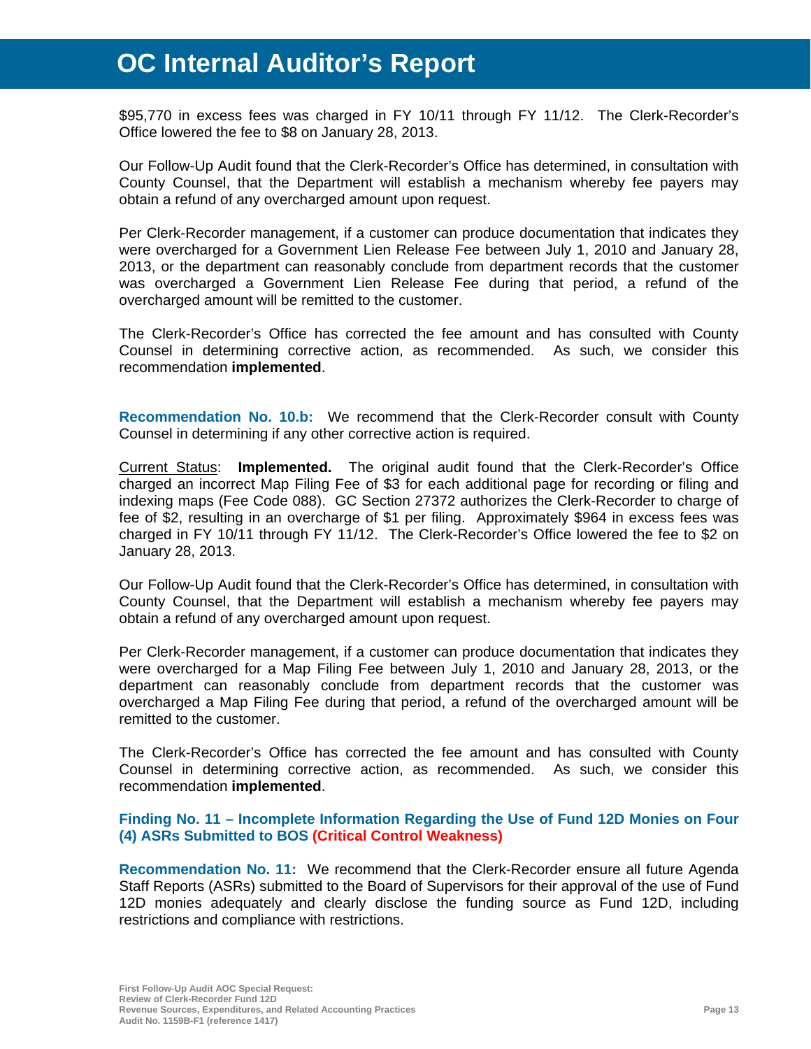$95,770 in excess fees was charged in FY 10/11 through FY 11/12. The Clerk-Recorder's Office lowered the fee to $8 on January 28, 2013.

Our Follow-Up Audit found that the Clerk-Recorder's Office has determined, in consultation with County Counsel, that the Department will establish a mechanism whereby fee payers may obtain a refund of any overcharged amount upon request.

Per Clerk-Recorder management, if a customer can produce documentation that indicates they were overcharged for a Government Lien Release Fee between July 1, 2010 and January 28, 2013, or the department can reasonably conclude from department records that the customer was overcharged a Government Lien Release Fee during that period, a refund of the overcharged amount will be remitted to the customer.

The Clerk-Recorder's Office has corrected the fee amount and has consulted with County Counsel in determining corrective action, as recommended. As such, we consider this recommendation **implemented**.

**Recommendation No. 10.b:** We recommend that the Clerk-Recorder consult with County Counsel in determining if any other corrective action is required.

Current Status: **Implemented.** The original audit found that the Clerk-Recorder's Office charged an incorrect Map Filing Fee of $3 for each additional page for recording or filing and indexing maps (Fee Code 088). GC Section 27372 authorizes the Clerk-Recorder to charge of fee of $2, resulting in an overcharge of $1 per filing. Approximately $964 in excess fees was charged in FY 10/11 through FY 11/12. The Clerk-Recorder's Office lowered the fee to $2 on January 28, 2013.

Our Follow-Up Audit found that the Clerk-Recorder's Office has determined, in consultation with County Counsel, that the Department will establish a mechanism whereby fee payers may obtain a refund of any overcharged amount upon request.

Per Clerk-Recorder management, if a customer can produce documentation that indicates they were overcharged for a Map Filing Fee between July 1, 2010 and January 28, 2013, or the department can reasonably conclude from department records that the customer was overcharged a Map Filing Fee during that period, a refund of the overcharged amount will be remitted to the customer.

The Clerk-Recorder's Office has corrected the fee amount and has consulted with County Counsel in determining corrective action, as recommended. As such, we consider this recommendation **implemented**.

### Finding No. 11 – Incomplete Information Regarding the Use of Fund 12D Monies on Four (4) ASRs Submitted to BOS (Critical Control Weakness)

**Recommendation No. 11:** We recommend that the Clerk-Recorder ensure all future Agenda Staff Reports (ASRs) submitted to the Board of Supervisors for their approval of the use of Fund 12D monies adequately and clearly disclose the funding source as Fund 12D, including restrictions and compliance with restrictions.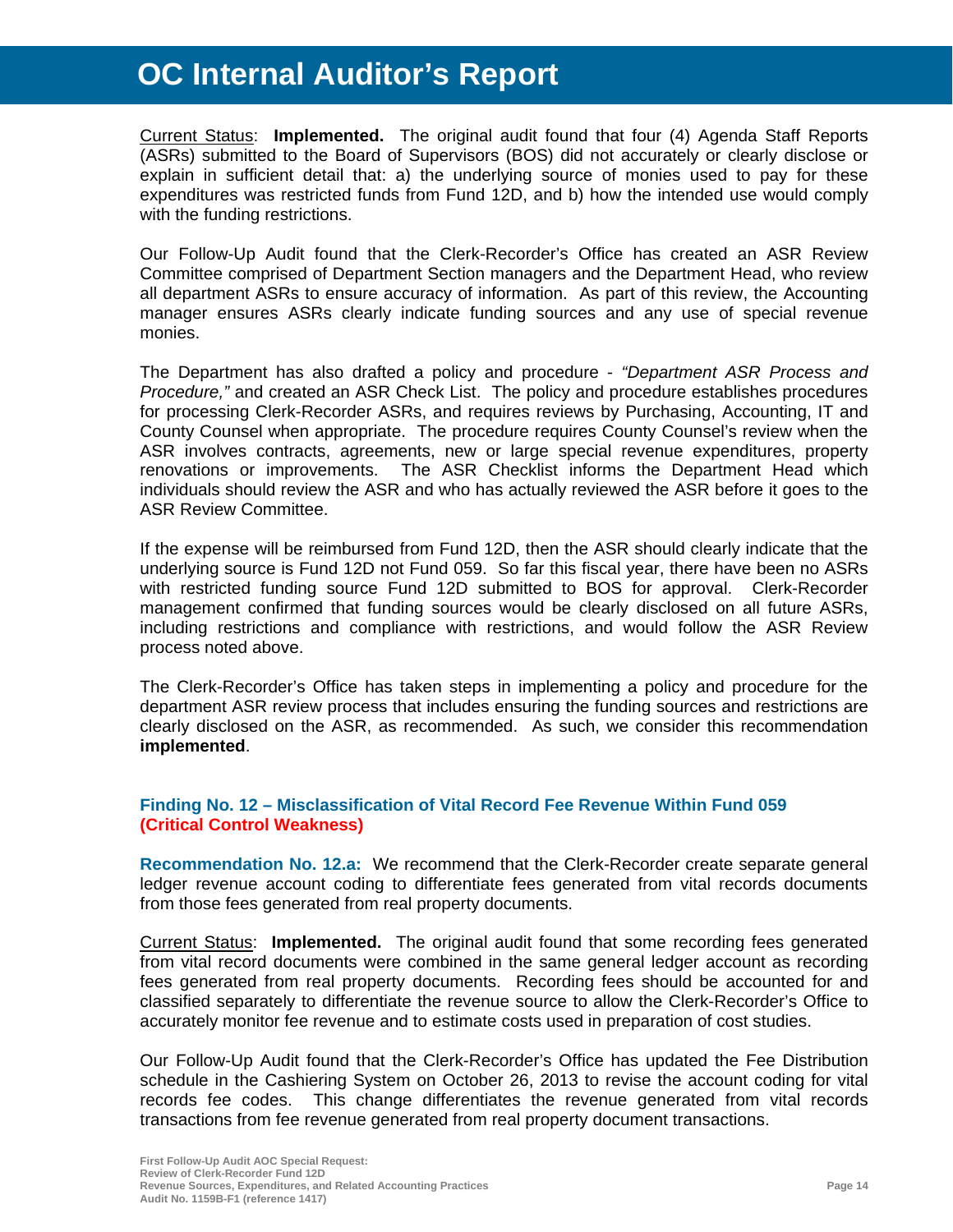Current Status: **Implemented.** The original audit found that four (4) Agenda Staff Reports (ASRs) submitted to the Board of Supervisors (BOS) did not accurately or clearly disclose or explain in sufficient detail that: a) the underlying source of monies used to pay for these expenditures was restricted funds from Fund 12D, and b) how the intended use would comply with the funding restrictions.

Our Follow-Up Audit found that the Clerk-Recorder's Office has created an ASR Review Committee comprised of Department Section managers and the Department Head, who review all department ASRs to ensure accuracy of information. As part of this review, the Accounting manager ensures ASRs clearly indicate funding sources and any use of special revenue monies.

The Department has also drafted a policy and procedure - *"Department ASR Process and Procedure,"* and created an ASR Check List. The policy and procedure establishes procedures for processing Clerk-Recorder ASRs, and requires reviews by Purchasing, Accounting, IT and County Counsel when appropriate. The procedure requires County Counsel's review when the ASR involves contracts, agreements, new or large special revenue expenditures, property renovations or improvements. The ASR Checklist informs the Department Head which individuals should review the ASR and who has actually reviewed the ASR before it goes to the ASR Review Committee.

If the expense will be reimbursed from Fund 12D, then the ASR should clearly indicate that the underlying source is Fund 12D not Fund 059. So far this fiscal year, there have been no ASRs with restricted funding source Fund 12D submitted to BOS for approval. Clerk-Recorder management confirmed that funding sources would be clearly disclosed on all future ASRs, including restrictions and compliance with restrictions, and would follow the ASR Review process noted above.

The Clerk-Recorder's Office has taken steps in implementing a policy and procedure for the department ASR review process that includes ensuring the funding sources and restrictions are clearly disclosed on the ASR, as recommended. As such, we consider this recommendation **implemented**.

### Finding No. 12 – Misclassification of Vital Record Fee Revenue Within Fund 059 (Critical Control Weakness)

**Recommendation No. 12.a:** We recommend that the Clerk-Recorder create separate general ledger revenue account coding to differentiate fees generated from vital records documents from those fees generated from real property documents.

Current Status: **Implemented.** The original audit found that some recording fees generated from vital record documents were combined in the same general ledger account as recording fees generated from real property documents. Recording fees should be accounted for and classified separately to differentiate the revenue source to allow the Clerk-Recorder's Office to accurately monitor fee revenue and to estimate costs used in preparation of cost studies.

Our Follow-Up Audit found that the Clerk-Recorder's Office has updated the Fee Distribution schedule in the Cashiering System on October 26, 2013 to revise the account coding for vital records fee codes. This change differentiates the revenue generated from vital records transactions from fee revenue generated from real property document transactions.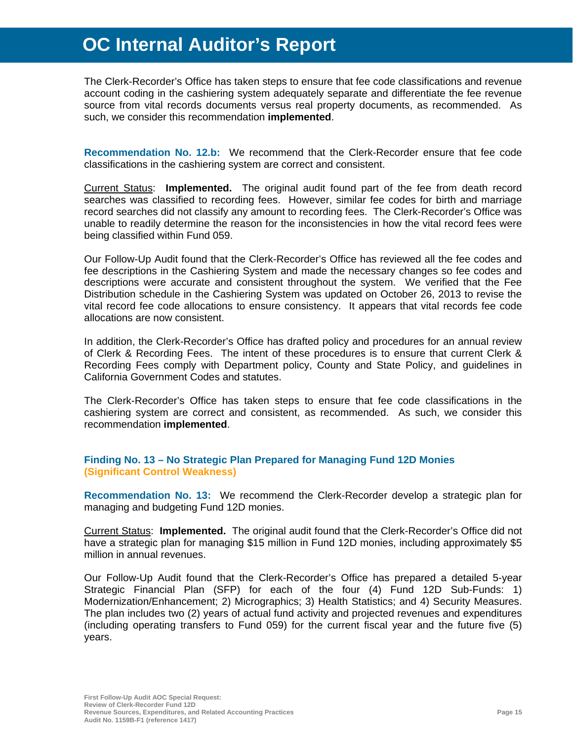The Clerk-Recorder's Office has taken steps to ensure that fee code classifications and revenue account coding in the cashiering system adequately separate and differentiate the fee revenue source from vital records documents versus real property documents, as recommended. As such, we consider this recommendation **implemented**.

**Recommendation No. 12.b:** We recommend that the Clerk-Recorder ensure that fee code classifications in the cashiering system are correct and consistent.

Current Status: **Implemented.** The original audit found part of the fee from death record searches was classified to recording fees. However, similar fee codes for birth and marriage record searches did not classify any amount to recording fees. The Clerk-Recorder's Office was unable to readily determine the reason for the inconsistencies in how the vital record fees were being classified within Fund 059.

Our Follow-Up Audit found that the Clerk-Recorder's Office has reviewed all the fee codes and fee descriptions in the Cashiering System and made the necessary changes so fee codes and descriptions were accurate and consistent throughout the system. We verified that the Fee Distribution schedule in the Cashiering System was updated on October 26, 2013 to revise the vital record fee code allocations to ensure consistency. It appears that vital records fee code allocations are now consistent.

In addition, the Clerk-Recorder's Office has drafted policy and procedures for an annual review of Clerk & Recording Fees. The intent of these procedures is to ensure that current Clerk & Recording Fees comply with Department policy, County and State Policy, and guidelines in California Government Codes and statutes.

The Clerk-Recorder's Office has taken steps to ensure that fee code classifications in the cashiering system are correct and consistent, as recommended. As such, we consider this recommendation **implemented**.

### Finding No. 13 – No Strategic Plan Prepared for Managing Fund 12D Monies (Significant Control Weakness)

**Recommendation No. 13:** We recommend the Clerk-Recorder develop a strategic plan for managing and budgeting Fund 12D monies.

Current Status: **Implemented.** The original audit found that the Clerk-Recorder's Office did not have a strategic plan for managing $15 million in Fund 12D monies, including approximately $5 million in annual revenues.

Our Follow-Up Audit found that the Clerk-Recorder's Office has prepared a detailed 5-year Strategic Financial Plan (SFP) for each of the four (4) Fund 12D Sub-Funds: 1) Modernization/Enhancement; 2) Micrographics; 3) Health Statistics; and 4) Security Measures. The plan includes two (2) years of actual fund activity and projected revenues and expenditures (including operating transfers to Fund 059) for the current fiscal year and the future five (5) years.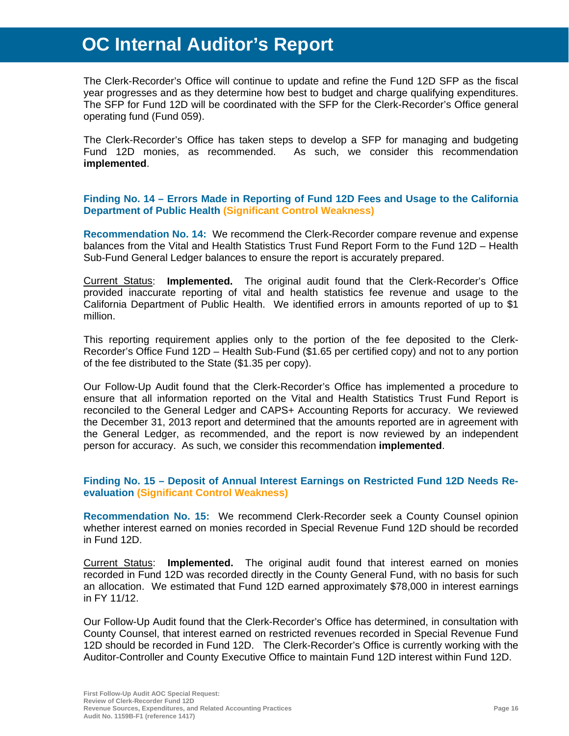The Clerk-Recorder's Office will continue to update and refine the Fund 12D SFP as the fiscal year progresses and as they determine how best to budget and charge qualifying expenditures. The SFP for Fund 12D will be coordinated with the SFP for the Clerk-Recorder's Office general operating fund (Fund 059).

The Clerk-Recorder's Office has taken steps to develop a SFP for managing and budgeting Fund 12D monies, as recommended. As such, we consider this recommendation **implemented**.

### Finding No. 14 – Errors Made in Reporting of Fund 12D Fees and Usage to the California Department of Public Health (Significant Control Weakness)

**Recommendation No. 14:** We recommend the Clerk-Recorder compare revenue and expense balances from the Vital and Health Statistics Trust Fund Report Form to the Fund 12D – Health Sub-Fund General Ledger balances to ensure the report is accurately prepared.

Current Status: **Implemented.** The original audit found that the Clerk-Recorder's Office provided inaccurate reporting of vital and health statistics fee revenue and usage to the California Department of Public Health. We identified errors in amounts reported of up to $1 million.

This reporting requirement applies only to the portion of the fee deposited to the Clerk-Recorder's Office Fund 12D – Health Sub-Fund ($1.65 per certified copy) and not to any portion of the fee distributed to the State ($1.35 per copy).

Our Follow-Up Audit found that the Clerk-Recorder's Office has implemented a procedure to ensure that all information reported on the Vital and Health Statistics Trust Fund Report is reconciled to the General Ledger and CAPS+ Accounting Reports for accuracy. We reviewed the December 31, 2013 report and determined that the amounts reported are in agreement with the General Ledger, as recommended, and the report is now reviewed by an independent person for accuracy. As such, we consider this recommendation **implemented**.

### Finding No. 15 – Deposit of Annual Interest Earnings on Restricted Fund 12D Needs Re-evaluation (Significant Control Weakness)

**Recommendation No. 15:** We recommend Clerk-Recorder seek a County Counsel opinion whether interest earned on monies recorded in Special Revenue Fund 12D should be recorded in Fund 12D.

Current Status: **Implemented.** The original audit found that interest earned on monies recorded in Fund 12D was recorded directly in the County General Fund, with no basis for such an allocation. We estimated that Fund 12D earned approximately $78,000 in interest earnings in FY 11/12.

Our Follow-Up Audit found that the Clerk-Recorder's Office has determined, in consultation with County Counsel, that interest earned on restricted revenues recorded in Special Revenue Fund 12D should be recorded in Fund 12D. The Clerk-Recorder's Office is currently working with the Auditor-Controller and County Executive Office to maintain Fund 12D interest within Fund 12D.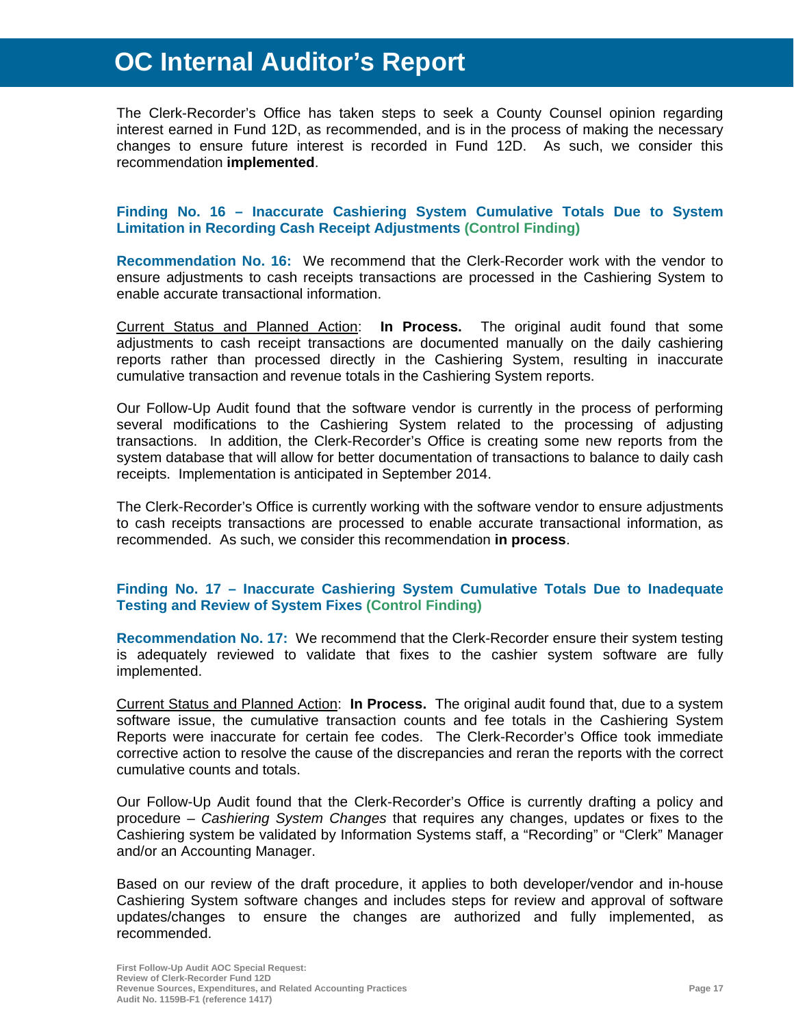The Clerk-Recorder's Office has taken steps to seek a County Counsel opinion regarding interest earned in Fund 12D, as recommended, and is in the process of making the necessary changes to ensure future interest is recorded in Fund 12D. As such, we consider this recommendation **implemented**.

### Finding No. 16 – Inaccurate Cashiering System Cumulative Totals Due to System Limitation in Recording Cash Receipt Adjustments (Control Finding)

**Recommendation No. 16:** We recommend that the Clerk-Recorder work with the vendor to ensure adjustments to cash receipts transactions are processed in the Cashiering System to enable accurate transactional information.

Current Status and Planned Action: **In Process.** The original audit found that some adjustments to cash receipt transactions are documented manually on the daily cashiering reports rather than processed directly in the Cashiering System, resulting in inaccurate cumulative transaction and revenue totals in the Cashiering System reports.

Our Follow-Up Audit found that the software vendor is currently in the process of performing several modifications to the Cashiering System related to the processing of adjusting transactions. In addition, the Clerk-Recorder's Office is creating some new reports from the system database that will allow for better documentation of transactions to balance to daily cash receipts. Implementation is anticipated in September 2014.

The Clerk-Recorder's Office is currently working with the software vendor to ensure adjustments to cash receipts transactions are processed to enable accurate transactional information, as recommended. As such, we consider this recommendation **in process**.

### Finding No. 17 – Inaccurate Cashiering System Cumulative Totals Due to Inadequate Testing and Review of System Fixes (Control Finding)

**Recommendation No. 17:** We recommend that the Clerk-Recorder ensure their system testing is adequately reviewed to validate that fixes to the cashier system software are fully implemented.

Current Status and Planned Action: **In Process.** The original audit found that, due to a system software issue, the cumulative transaction counts and fee totals in the Cashiering System Reports were inaccurate for certain fee codes. The Clerk-Recorder's Office took immediate corrective action to resolve the cause of the discrepancies and reran the reports with the correct cumulative counts and totals.

Our Follow-Up Audit found that the Clerk-Recorder's Office is currently drafting a policy and procedure – *Cashiering System Changes* that requires any changes, updates or fixes to the Cashiering system be validated by Information Systems staff, a "Recording" or "Clerk" Manager and/or an Accounting Manager.

Based on our review of the draft procedure, it applies to both developer/vendor and in-house Cashiering System software changes and includes steps for review and approval of software updates/changes to ensure the changes are authorized and fully implemented, as recommended.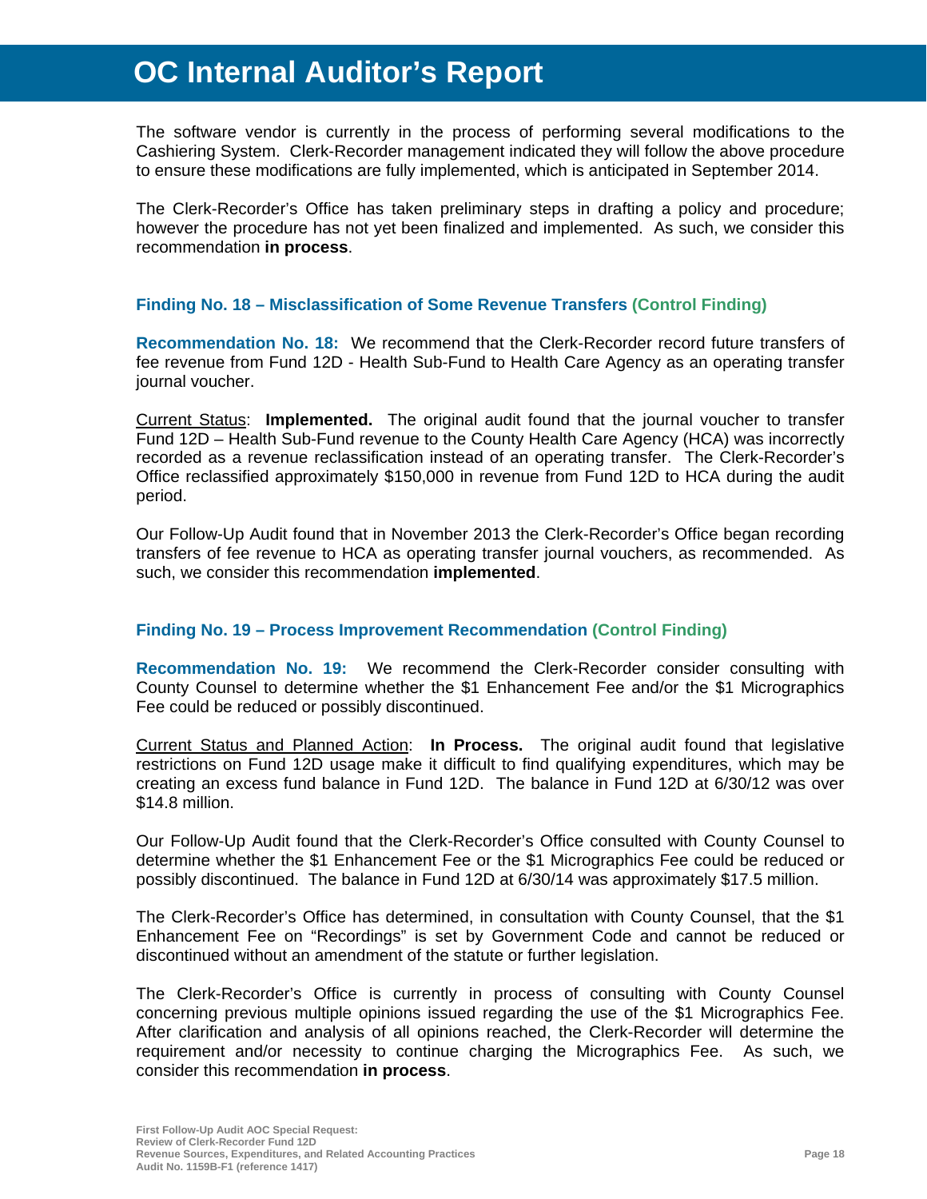The software vendor is currently in the process of performing several modifications to the Cashiering System. Clerk-Recorder management indicated they will follow the above procedure to ensure these modifications are fully implemented, which is anticipated in September 2014.

The Clerk-Recorder's Office has taken preliminary steps in drafting a policy and procedure; however the procedure has not yet been finalized and implemented. As such, we consider this recommendation **in process**.

### Finding No. 18 – Misclassification of Some Revenue Transfers (Control Finding)

**Recommendation No. 18:** We recommend that the Clerk-Recorder record future transfers of fee revenue from Fund 12D - Health Sub-Fund to Health Care Agency as an operating transfer journal voucher.

Current Status: **Implemented.** The original audit found that the journal voucher to transfer Fund 12D – Health Sub-Fund revenue to the County Health Care Agency (HCA) was incorrectly recorded as a revenue reclassification instead of an operating transfer. The Clerk-Recorder's Office reclassified approximately $150,000 in revenue from Fund 12D to HCA during the audit period.

Our Follow-Up Audit found that in November 2013 the Clerk-Recorder's Office began recording transfers of fee revenue to HCA as operating transfer journal vouchers, as recommended. As such, we consider this recommendation **implemented**.

### Finding No. 19 – Process Improvement Recommendation (Control Finding)

**Recommendation No. 19:** We recommend the Clerk-Recorder consider consulting with County Counsel to determine whether the $1 Enhancement Fee and/or the $1 Micrographics Fee could be reduced or possibly discontinued.

Current Status and Planned Action: **In Process.** The original audit found that legislative restrictions on Fund 12D usage make it difficult to find qualifying expenditures, which may be creating an excess fund balance in Fund 12D. The balance in Fund 12D at 6/30/12 was over $14.8 million.

Our Follow-Up Audit found that the Clerk-Recorder's Office consulted with County Counsel to determine whether the $1 Enhancement Fee or the $1 Micrographics Fee could be reduced or possibly discontinued. The balance in Fund 12D at 6/30/14 was approximately $17.5 million.

The Clerk-Recorder's Office has determined, in consultation with County Counsel, that the $1 Enhancement Fee on "Recordings" is set by Government Code and cannot be reduced or discontinued without an amendment of the statute or further legislation.

The Clerk-Recorder's Office is currently in process of consulting with County Counsel concerning previous multiple opinions issued regarding the use of the $1 Micrographics Fee. After clarification and analysis of all opinions reached, the Clerk-Recorder will determine the requirement and/or necessity to continue charging the Micrographics Fee. As such, we consider this recommendation **in process**.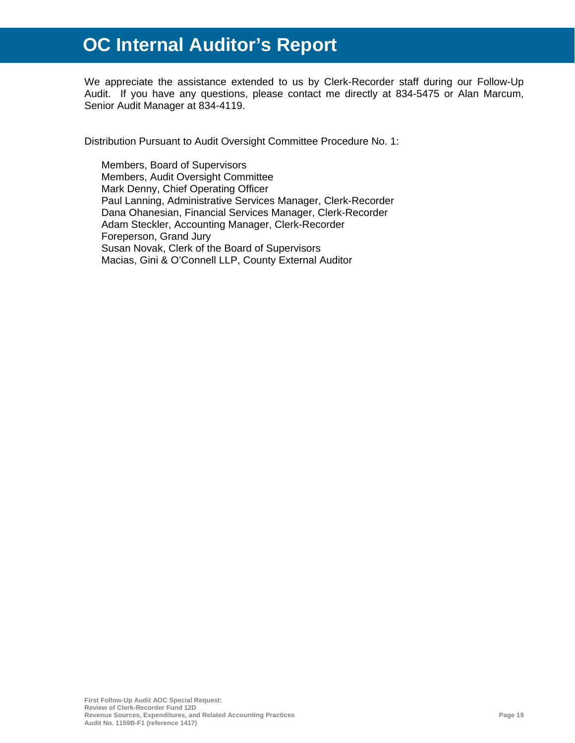# OC Internal Auditor's Report

We appreciate the assistance extended to us by Clerk-Recorder staff during our Follow-Up Audit. If you have any questions, please contact me directly at 834-5475 or Alan Marcum, Senior Audit Manager at 834-4119.

Distribution Pursuant to Audit Oversight Committee Procedure No. 1:

Members, Board of Supervisors
Members, Audit Oversight Committee
Mark Denny, Chief Operating Officer
Paul Lanning, Administrative Services Manager, Clerk-Recorder
Dana Ohanesian, Financial Services Manager, Clerk-Recorder
Adam Steckler, Accounting Manager, Clerk-Recorder
Foreperson, Grand Jury
Susan Novak, Clerk of the Board of Supervisors
Macias, Gini & O'Connell LLP, County External Auditor